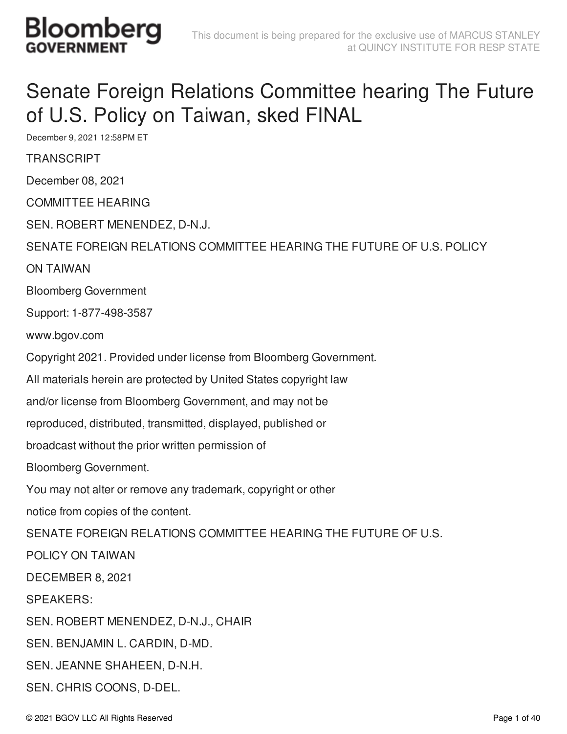# Senate Foreign Relations Committee hearing The Future of U.S. Policy on Taiwan, sked FINAL

December 9, 2021 12:58PM ET

TRANSCRIPT

December 08, 2021

COMMITTEE HEARING

SEN. ROBERT MENENDEZ, D-N.J.

SENATE FOREIGN RELATIONS COMMITTEE HEARING THE FUTURE OF U.S. POLICY

ON TAIWAN

Bloomberg Government

Support: 1-877-498-3587

www.bgov.com

Copyright 2021. Provided under license from Bloomberg Government.

All materials herein are protected by United States copyright law

and/or license from Bloomberg Government, and may not be

reproduced, distributed, transmitted, displayed, published or

broadcast without the prior written permission of

Bloomberg Government.

You may not alter or remove any trademark, copyright or other

notice from copies of the content.

SENATE FOREIGN RELATIONS COMMITTEE HEARING THE FUTURE OF U.S.

POLICY ON TAIWAN

DECEMBER 8, 2021

SPEAKERS:

SEN. ROBERT MENENDEZ, D-N.J., CHAIR

SEN. BENJAMIN L. CARDIN, D-MD.

SEN. JEANNE SHAHEEN, D-N.H.

SEN. CHRIS COONS, D-DEL.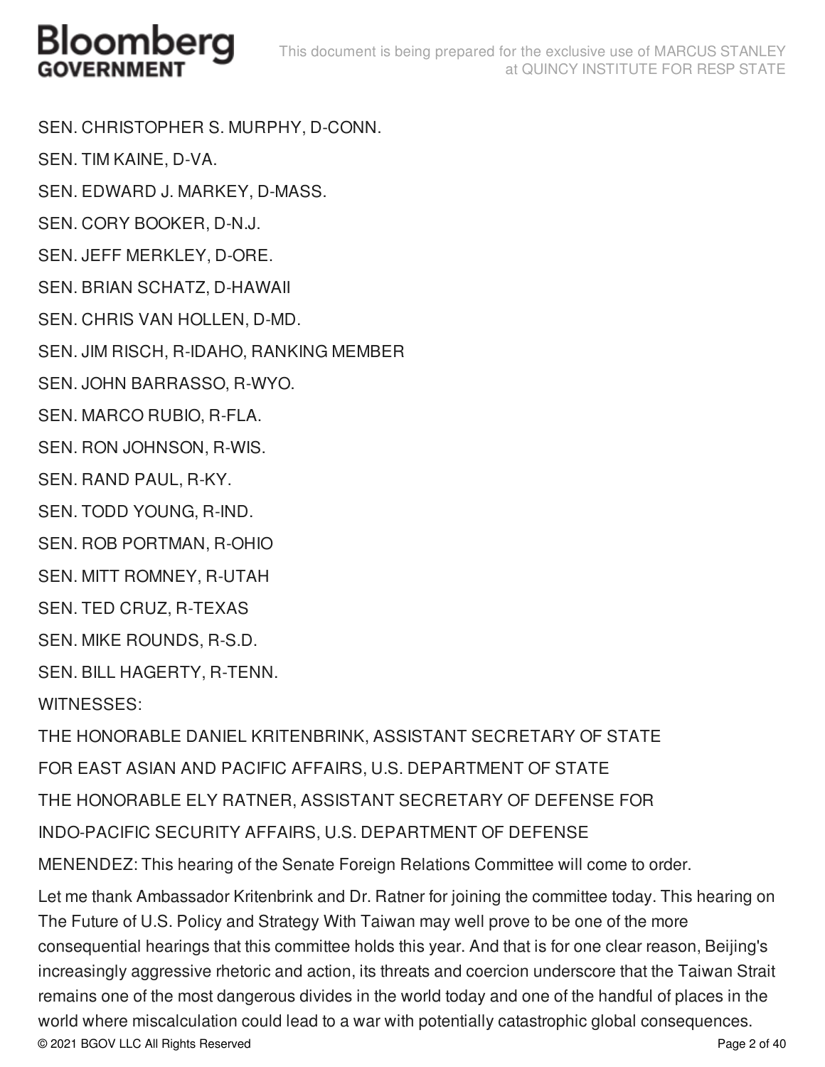SEN. CHRISTOPHER S. MURPHY, D-CONN.

SEN. TIM KAINE, D-VA.

SEN. EDWARD J. MARKEY, D-MASS.

SEN. CORY BOOKER, D-N.J.

SEN. JEFF MERKLEY, D-ORE.

SEN. BRIAN SCHATZ, D-HAWAII

SEN. CHRIS VAN HOLLEN, D-MD.

SEN. JIM RISCH, R-IDAHO, RANKING MEMBER

SEN. JOHN BARRASSO, R-WYO.

SEN. MARCO RUBIO, R-FLA.

SEN. RON JOHNSON, R-WIS.

SEN. RAND PAUL, R-KY.

SEN. TODD YOUNG, R-IND.

SEN. ROB PORTMAN, R-OHIO

SEN. MITT ROMNEY, R-UTAH

SEN. TED CRUZ, R-TEXAS

SEN. MIKE ROUNDS, R-S.D.

SEN. BILL HAGERTY, R-TENN.

WITNESSES:

THE HONORABLE DANIEL KRITENBRINK, ASSISTANT SECRETARY OF STATE FOR EAST ASIAN AND PACIFIC AFFAIRS, U.S. DEPARTMENT OF STATE

THE HONORABLE ELY RATNER, ASSISTANT SECRETARY OF DEFENSE FOR INDO-PACIFIC SECURITY AFFAIRS, U.S. DEPARTMENT OF DEFENSE

MENENDEZ: This hearing of the Senate Foreign Relations Committee will come to order.

Let me thank Ambassador Kritenbrink and Dr. Ratner for joining the committee today. This hearing on The Future of U.S. Policy and Strategy With Taiwan may well prove to be one of the more consequential hearings that this committee holds this year. And that is for one clear reason, Beijing's increasingly aggressive rhetoric and action, its threats and coercion underscore that the Taiwan Strait remains one of the most dangerous divides in the world today and one of the handful of places in the world where miscalculation could lead to a war with potentially catastrophic global consequences.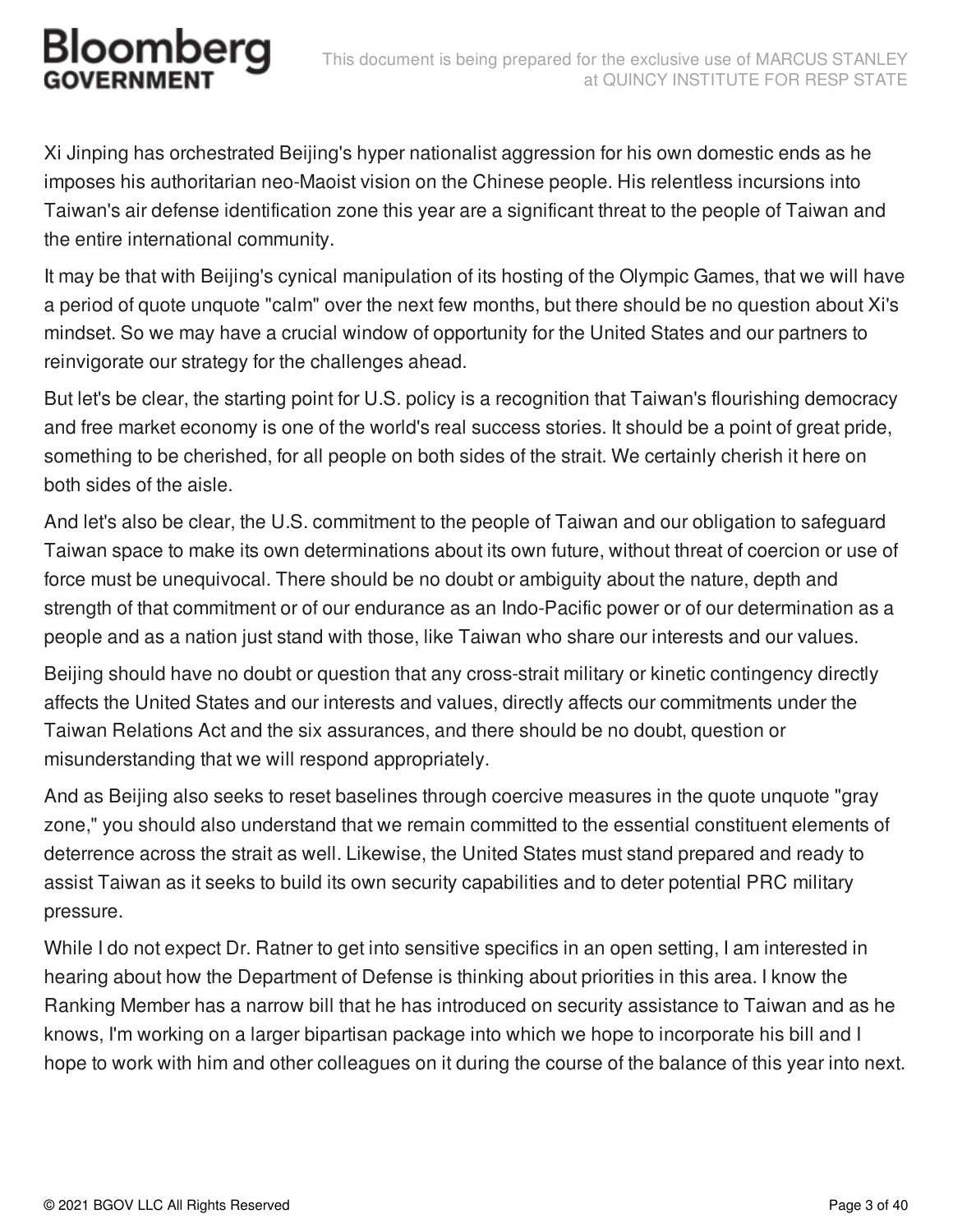Xi Jinping has orchestrated Beijing's hyper nationalist aggression for his own domestic ends as he imposes his authoritarian neo-Maoist vision on the Chinese people. His relentless incursions into Taiwan's air defense identification zone this year are a significant threat to the people of Taiwan and the entire international community.

It may be that with Beijing's cynical manipulation of its hosting of the Olympic Games, that we will have a period of quote unquote "calm" over the next few months, but there should be no question about Xi's mindset. So we may have a crucial window of opportunity for the United States and our partners to reinvigorate our strategy for the challenges ahead.

But let's be clear, the starting point for U.S. policy is a recognition that Taiwan's flourishing democracy and free market economy is one of the world's real success stories. It should be a point of great pride, something to be cherished, for all people on both sides of the strait. We certainly cherish it here on both sides of the aisle.

And let's also be clear, the U.S. commitment to the people of Taiwan and our obligation to safeguard Taiwan space to make its own determinations about its own future, without threat of coercion or use of force must be unequivocal. There should be no doubt or ambiguity about the nature, depth and strength of that commitment or of our endurance as an Indo-Pacific power or of our determination as a people and as a nation just stand with those, like Taiwan who share our interests and our values.

Beijing should have no doubt or question that any cross-strait military or kinetic contingency directly affects the United States and our interests and values, directly affects our commitments under the Taiwan Relations Act and the six assurances, and there should be no doubt, question or misunderstanding that we will respond appropriately.

And as Beijing also seeks to reset baselines through coercive measures in the quote unquote "gray zone," you should also understand that we remain committed to the essential constituent elements of deterrence across the strait as well. Likewise, the United States must stand prepared and ready to assist Taiwan as it seeks to build its own security capabilities and to deter potential PRC military pressure.

While I do not expect Dr. Ratner to get into sensitive specifics in an open setting, I am interested in hearing about how the Department of Defense is thinking about priorities in this area. I know the Ranking Member has a narrow bill that he has introduced on security assistance to Taiwan and as he knows, I'm working on a larger bipartisan package into which we hope to incorporate his bill and I hope to work with him and other colleagues on it during the course of the balance of this year into next.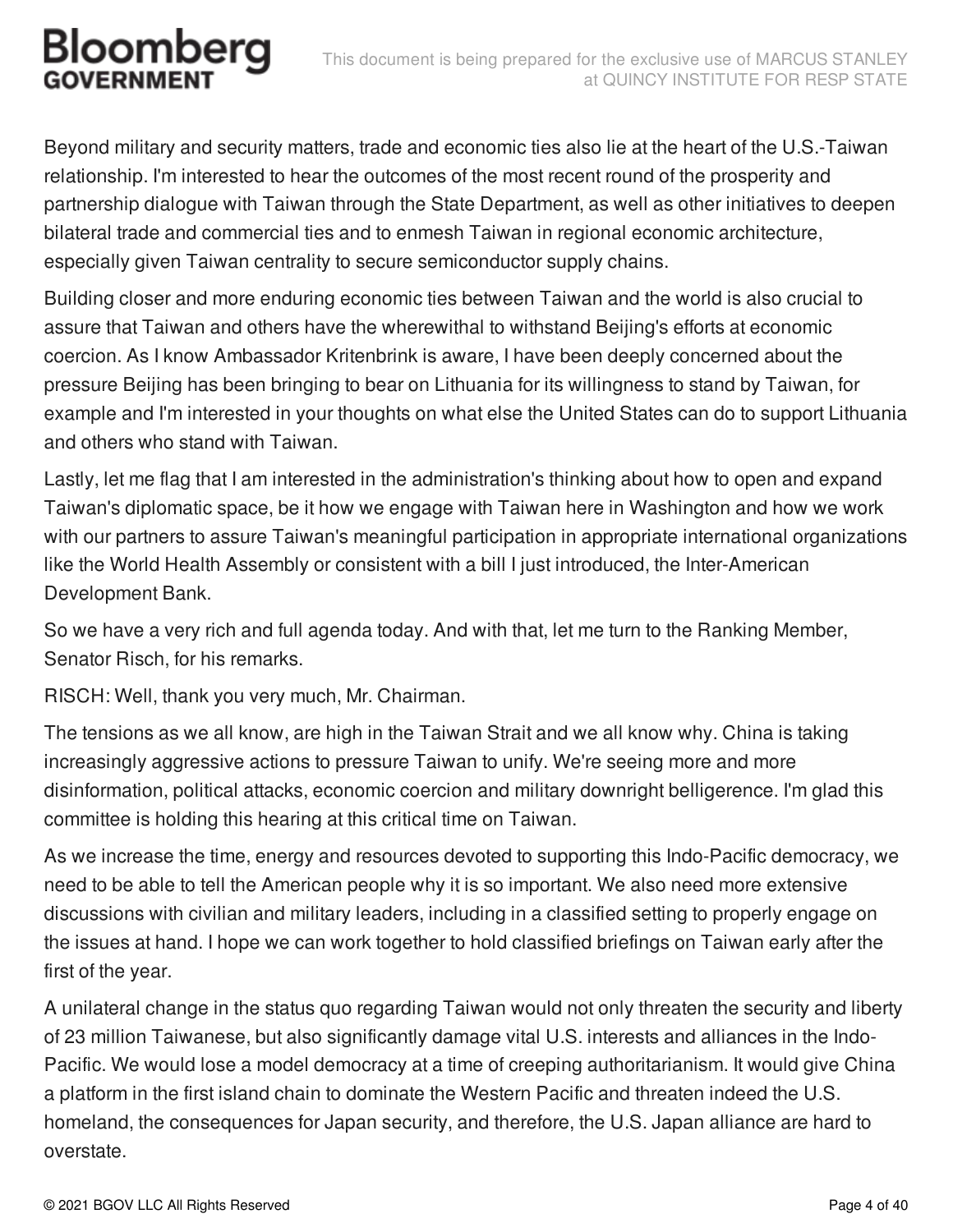Beyond military and security matters, trade and economic ties also lie at the heart of the U.S.-Taiwan relationship. I'm interested to hear the outcomes of the most recent round of the prosperity and partnership dialogue with Taiwan through the State Department, as well as other initiatives to deepen bilateral trade and commercial ties and to enmesh Taiwan in regional economic architecture, especially given Taiwan centrality to secure semiconductor supply chains.

Building closer and more enduring economic ties between Taiwan and the world is also crucial to assure that Taiwan and others have the wherewithal to withstand Beijing's efforts at economic coercion. As I know Ambassador Kritenbrink is aware, I have been deeply concerned about the pressure Beijing has been bringing to bear on Lithuania for its willingness to stand by Taiwan, for example and I'm interested in your thoughts on what else the United States can do to support Lithuania and others who stand with Taiwan.

Lastly, let me flag that I am interested in the administration's thinking about how to open and expand Taiwan's diplomatic space, be it how we engage with Taiwan here in Washington and how we work with our partners to assure Taiwan's meaningful participation in appropriate international organizations like the World Health Assembly or consistent with a bill I just introduced, the Inter-American Development Bank.

So we have a very rich and full agenda today. And with that, let me turn to the Ranking Member, Senator Risch, for his remarks.

RISCH: Well, thank you very much, Mr. Chairman.

The tensions as we all know, are high in the Taiwan Strait and we all know why. China is taking increasingly aggressive actions to pressure Taiwan to unify. We're seeing more and more disinformation, political attacks, economic coercion and military downright belligerence. I'm glad this committee is holding this hearing at this critical time on Taiwan.

As we increase the time, energy and resources devoted to supporting this Indo-Pacific democracy, we need to be able to tell the American people why it is so important. We also need more extensive discussions with civilian and military leaders, including in a classified setting to properly engage on the issues at hand. I hope we can work together to hold classified briefings on Taiwan early after the first of the year.

A unilateral change in the status quo regarding Taiwan would not only threaten the security and liberty of 23 million Taiwanese, but also significantly damage vital U.S. interests and alliances in the Indo-Pacific. We would lose a model democracy at a time of creeping authoritarianism. It would give China a platform in the first island chain to dominate the Western Pacific and threaten indeed the U.S. homeland, the consequences for Japan security, and therefore, the U.S. Japan alliance are hard to overstate.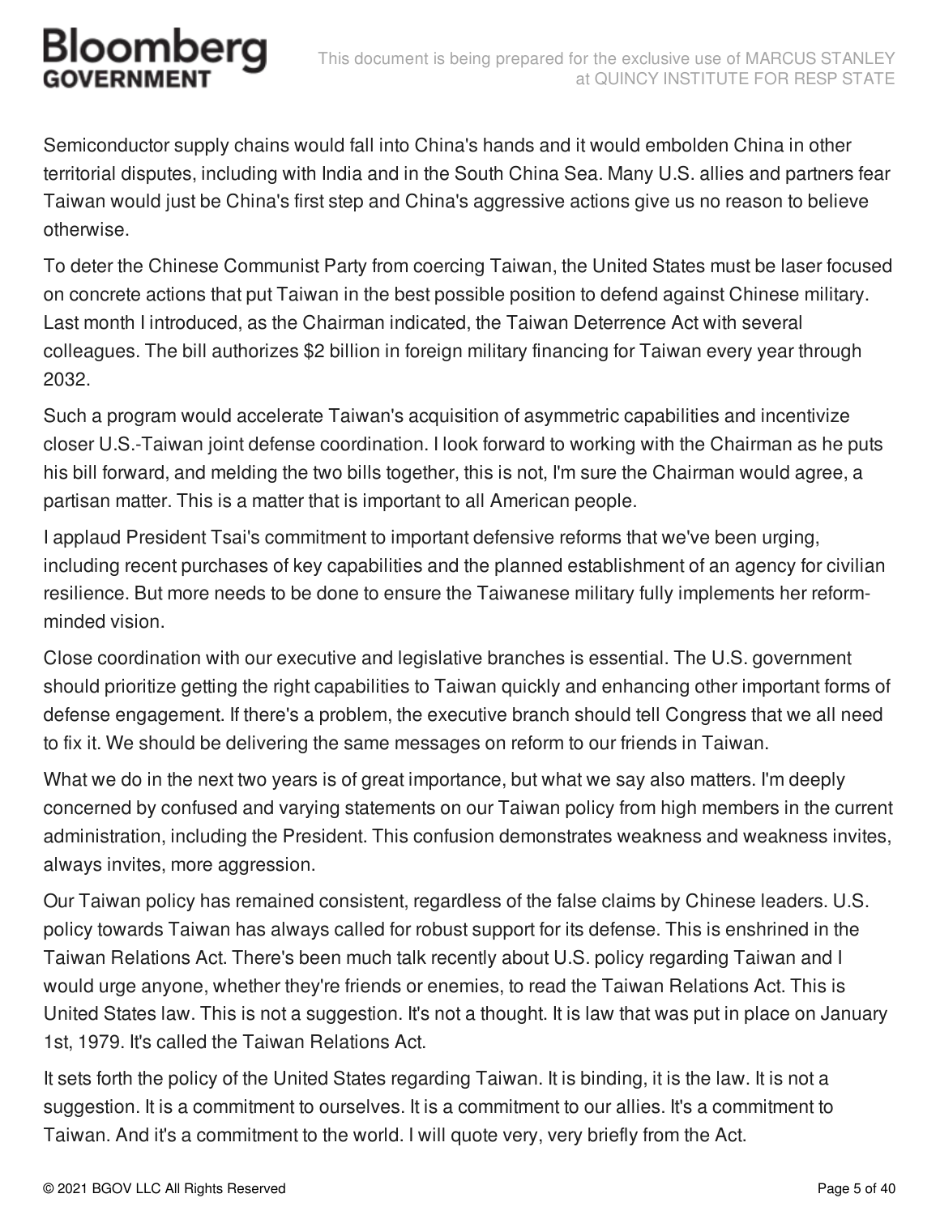Semiconductor supply chains would fall into China's hands and it would embolden China in other territorial disputes, including with India and in the South China Sea. Many U.S. allies and partners fear Taiwan would just be China's first step and China's aggressive actions give us no reason to believe otherwise.

To deter the Chinese Communist Party from coercing Taiwan, the United States must be laser focused on concrete actions that put Taiwan in the best possible position to defend against Chinese military. Last month I introduced, as the Chairman indicated, the Taiwan Deterrence Act with several colleagues. The bill authorizes $2 billion in foreign military financing for Taiwan every year through 2032.

Such a program would accelerate Taiwan's acquisition of asymmetric capabilities and incentivize closer U.S.-Taiwan joint defense coordination. I look forward to working with the Chairman as he puts his bill forward, and melding the two bills together, this is not, I'm sure the Chairman would agree, a partisan matter. This is a matter that is important to all American people.

I applaud President Tsai's commitment to important defensive reforms that we've been urging, including recent purchases of key capabilities and the planned establishment of an agency for civilian resilience. But more needs to be done to ensure the Taiwanese military fully implements her reform-minded vision.

Close coordination with our executive and legislative branches is essential. The U.S. government should prioritize getting the right capabilities to Taiwan quickly and enhancing other important forms of defense engagement. If there's a problem, the executive branch should tell Congress that we all need to fix it. We should be delivering the same messages on reform to our friends in Taiwan.

What we do in the next two years is of great importance, but what we say also matters. I'm deeply concerned by confused and varying statements on our Taiwan policy from high members in the current administration, including the President. This confusion demonstrates weakness and weakness invites, always invites, more aggression.

Our Taiwan policy has remained consistent, regardless of the false claims by Chinese leaders. U.S. policy towards Taiwan has always called for robust support for its defense. This is enshrined in the Taiwan Relations Act. There's been much talk recently about U.S. policy regarding Taiwan and I would urge anyone, whether they're friends or enemies, to read the Taiwan Relations Act. This is United States law. This is not a suggestion. It's not a thought. It is law that was put in place on January 1st, 1979. It's called the Taiwan Relations Act.

It sets forth the policy of the United States regarding Taiwan. It is binding, it is the law. It is not a suggestion. It is a commitment to ourselves. It is a commitment to our allies. It's a commitment to Taiwan. And it's a commitment to the world. I will quote very, very briefly from the Act.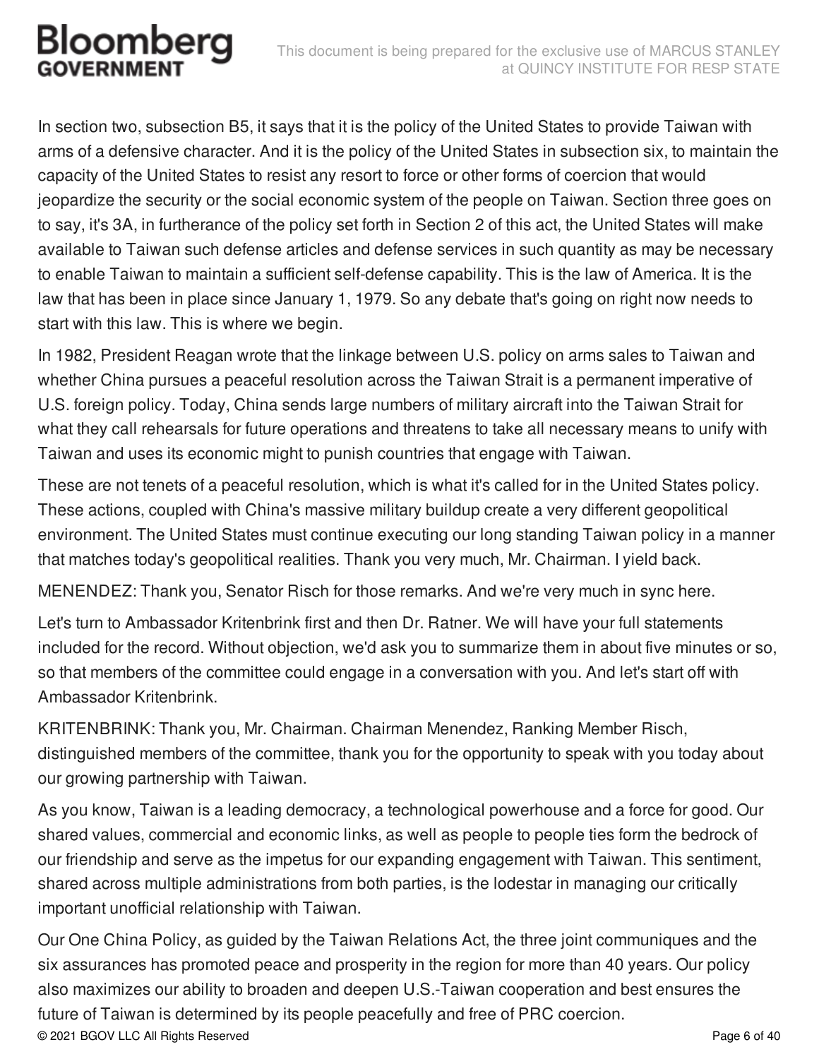In section two, subsection B5, it says that it is the policy of the United States to provide Taiwan with arms of a defensive character. And it is the policy of the United States in subsection six, to maintain the capacity of the United States to resist any resort to force or other forms of coercion that would jeopardize the security or the social economic system of the people on Taiwan. Section three goes on to say, it's 3A, in furtherance of the policy set forth in Section 2 of this act, the United States will make available to Taiwan such defense articles and defense services in such quantity as may be necessary to enable Taiwan to maintain a sufficient self-defense capability. This is the law of America. It is the law that has been in place since January 1, 1979. So any debate that's going on right now needs to start with this law. This is where we begin.

In 1982, President Reagan wrote that the linkage between U.S. policy on arms sales to Taiwan and whether China pursues a peaceful resolution across the Taiwan Strait is a permanent imperative of U.S. foreign policy. Today, China sends large numbers of military aircraft into the Taiwan Strait for what they call rehearsals for future operations and threatens to take all necessary means to unify with Taiwan and uses its economic might to punish countries that engage with Taiwan.

These are not tenets of a peaceful resolution, which is what it's called for in the United States policy. These actions, coupled with China's massive military buildup create a very different geopolitical environment. The United States must continue executing our long standing Taiwan policy in a manner that matches today's geopolitical realities. Thank you very much, Mr. Chairman. I yield back.

MENENDEZ: Thank you, Senator Risch for those remarks. And we're very much in sync here.

Let's turn to Ambassador Kritenbrink first and then Dr. Ratner. We will have your full statements included for the record. Without objection, we'd ask you to summarize them in about five minutes or so, so that members of the committee could engage in a conversation with you. And let's start off with Ambassador Kritenbrink.

KRITENBRINK: Thank you, Mr. Chairman. Chairman Menendez, Ranking Member Risch, distinguished members of the committee, thank you for the opportunity to speak with you today about our growing partnership with Taiwan.

As you know, Taiwan is a leading democracy, a technological powerhouse and a force for good. Our shared values, commercial and economic links, as well as people to people ties form the bedrock of our friendship and serve as the impetus for our expanding engagement with Taiwan. This sentiment, shared across multiple administrations from both parties, is the lodestar in managing our critically important unofficial relationship with Taiwan.

Our One China Policy, as guided by the Taiwan Relations Act, the three joint communiques and the six assurances has promoted peace and prosperity in the region for more than 40 years. Our policy also maximizes our ability to broaden and deepen U.S.-Taiwan cooperation and best ensures the future of Taiwan is determined by its people peacefully and free of PRC coercion.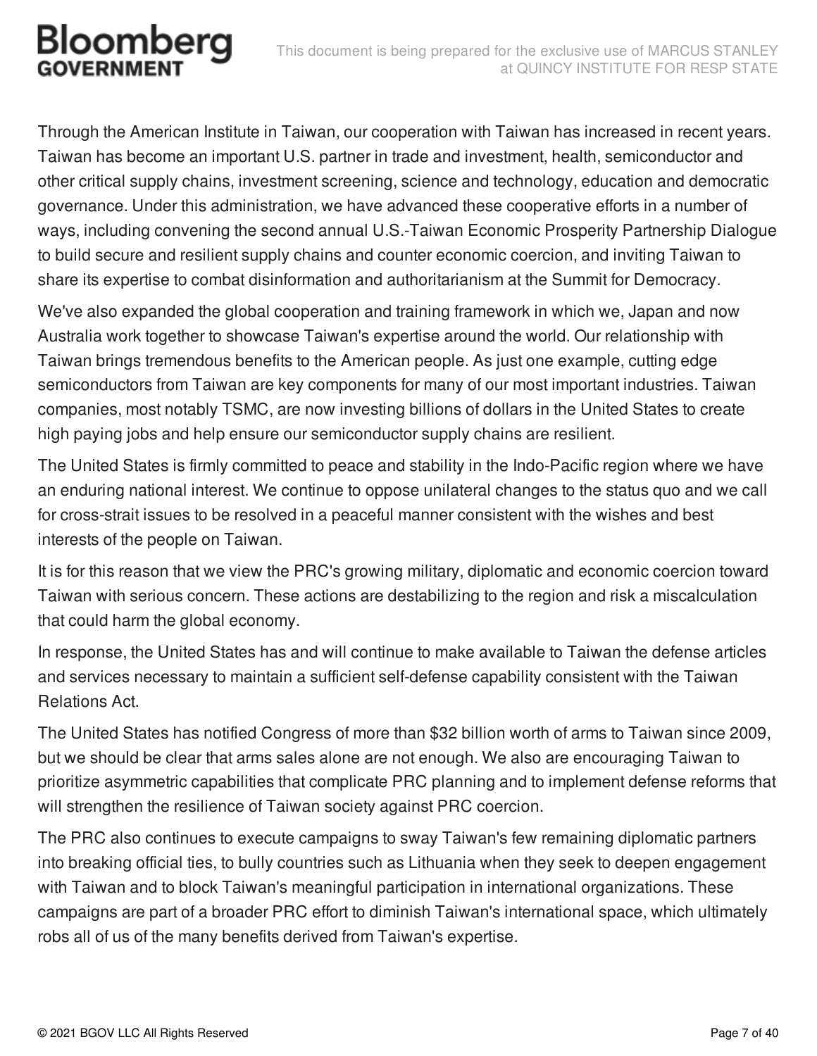Through the American Institute in Taiwan, our cooperation with Taiwan has increased in recent years. Taiwan has become an important U.S. partner in trade and investment, health, semiconductor and other critical supply chains, investment screening, science and technology, education and democratic governance. Under this administration, we have advanced these cooperative efforts in a number of ways, including convening the second annual U.S.-Taiwan Economic Prosperity Partnership Dialogue to build secure and resilient supply chains and counter economic coercion, and inviting Taiwan to share its expertise to combat disinformation and authoritarianism at the Summit for Democracy.

We've also expanded the global cooperation and training framework in which we, Japan and now Australia work together to showcase Taiwan's expertise around the world. Our relationship with Taiwan brings tremendous benefits to the American people. As just one example, cutting edge semiconductors from Taiwan are key components for many of our most important industries. Taiwan companies, most notably TSMC, are now investing billions of dollars in the United States to create high paying jobs and help ensure our semiconductor supply chains are resilient.

The United States is firmly committed to peace and stability in the Indo-Pacific region where we have an enduring national interest. We continue to oppose unilateral changes to the status quo and we call for cross-strait issues to be resolved in a peaceful manner consistent with the wishes and best interests of the people on Taiwan.

It is for this reason that we view the PRC's growing military, diplomatic and economic coercion toward Taiwan with serious concern. These actions are destabilizing to the region and risk a miscalculation that could harm the global economy.

In response, the United States has and will continue to make available to Taiwan the defense articles and services necessary to maintain a sufficient self-defense capability consistent with the Taiwan Relations Act.

The United States has notified Congress of more than $32 billion worth of arms to Taiwan since 2009, but we should be clear that arms sales alone are not enough. We also are encouraging Taiwan to prioritize asymmetric capabilities that complicate PRC planning and to implement defense reforms that will strengthen the resilience of Taiwan society against PRC coercion.

The PRC also continues to execute campaigns to sway Taiwan's few remaining diplomatic partners into breaking official ties, to bully countries such as Lithuania when they seek to deepen engagement with Taiwan and to block Taiwan's meaningful participation in international organizations. These campaigns are part of a broader PRC effort to diminish Taiwan's international space, which ultimately robs all of us of the many benefits derived from Taiwan's expertise.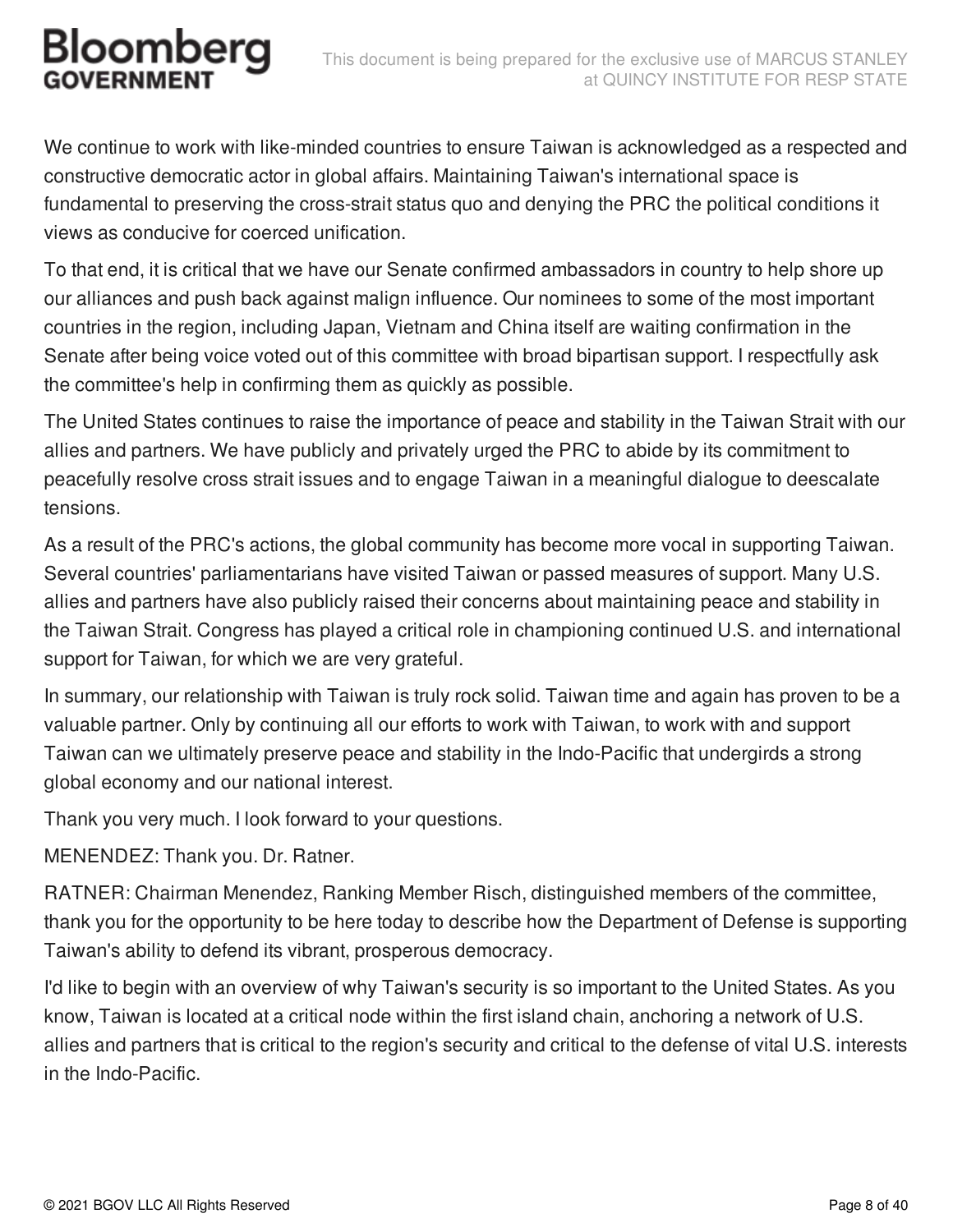We continue to work with like-minded countries to ensure Taiwan is acknowledged as a respected and constructive democratic actor in global affairs. Maintaining Taiwan's international space is fundamental to preserving the cross-strait status quo and denying the PRC the political conditions it views as conducive for coerced unification.

To that end, it is critical that we have our Senate confirmed ambassadors in country to help shore up our alliances and push back against malign influence. Our nominees to some of the most important countries in the region, including Japan, Vietnam and China itself are waiting confirmation in the Senate after being voice voted out of this committee with broad bipartisan support. I respectfully ask the committee's help in confirming them as quickly as possible.

The United States continues to raise the importance of peace and stability in the Taiwan Strait with our allies and partners. We have publicly and privately urged the PRC to abide by its commitment to peacefully resolve cross strait issues and to engage Taiwan in a meaningful dialogue to deescalate tensions.

As a result of the PRC's actions, the global community has become more vocal in supporting Taiwan. Several countries' parliamentarians have visited Taiwan or passed measures of support. Many U.S. allies and partners have also publicly raised their concerns about maintaining peace and stability in the Taiwan Strait. Congress has played a critical role in championing continued U.S. and international support for Taiwan, for which we are very grateful.

In summary, our relationship with Taiwan is truly rock solid. Taiwan time and again has proven to be a valuable partner. Only by continuing all our efforts to work with Taiwan, to work with and support Taiwan can we ultimately preserve peace and stability in the Indo-Pacific that undergirds a strong global economy and our national interest.

Thank you very much. I look forward to your questions.

MENENDEZ: Thank you. Dr. Ratner.

RATNER: Chairman Menendez, Ranking Member Risch, distinguished members of the committee, thank you for the opportunity to be here today to describe how the Department of Defense is supporting Taiwan's ability to defend its vibrant, prosperous democracy.

I'd like to begin with an overview of why Taiwan's security is so important to the United States. As you know, Taiwan is located at a critical node within the first island chain, anchoring a network of U.S. allies and partners that is critical to the region's security and critical to the defense of vital U.S. interests in the Indo-Pacific.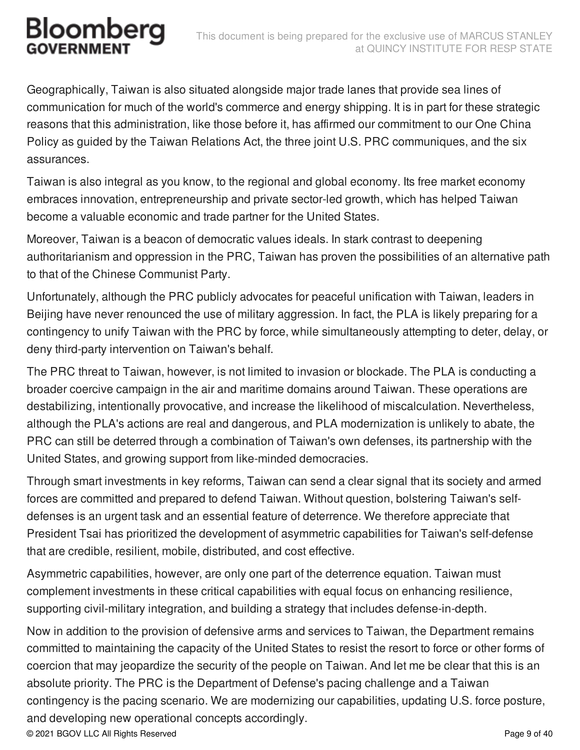Geographically, Taiwan is also situated alongside major trade lanes that provide sea lines of communication for much of the world's commerce and energy shipping. It is in part for these strategic reasons that this administration, like those before it, has affirmed our commitment to our One China Policy as guided by the Taiwan Relations Act, the three joint U.S. PRC communiques, and the six assurances.

Taiwan is also integral as you know, to the regional and global economy. Its free market economy embraces innovation, entrepreneurship and private sector-led growth, which has helped Taiwan become a valuable economic and trade partner for the United States.

Moreover, Taiwan is a beacon of democratic values ideals. In stark contrast to deepening authoritarianism and oppression in the PRC, Taiwan has proven the possibilities of an alternative path to that of the Chinese Communist Party.

Unfortunately, although the PRC publicly advocates for peaceful unification with Taiwan, leaders in Beijing have never renounced the use of military aggression. In fact, the PLA is likely preparing for a contingency to unify Taiwan with the PRC by force, while simultaneously attempting to deter, delay, or deny third-party intervention on Taiwan's behalf.

The PRC threat to Taiwan, however, is not limited to invasion or blockade. The PLA is conducting a broader coercive campaign in the air and maritime domains around Taiwan. These operations are destabilizing, intentionally provocative, and increase the likelihood of miscalculation. Nevertheless, although the PLA's actions are real and dangerous, and PLA modernization is unlikely to abate, the PRC can still be deterred through a combination of Taiwan's own defenses, its partnership with the United States, and growing support from like-minded democracies.

Through smart investments in key reforms, Taiwan can send a clear signal that its society and armed forces are committed and prepared to defend Taiwan. Without question, bolstering Taiwan's self-defenses is an urgent task and an essential feature of deterrence. We therefore appreciate that President Tsai has prioritized the development of asymmetric capabilities for Taiwan's self-defense that are credible, resilient, mobile, distributed, and cost effective.

Asymmetric capabilities, however, are only one part of the deterrence equation. Taiwan must complement investments in these critical capabilities with equal focus on enhancing resilience, supporting civil-military integration, and building a strategy that includes defense-in-depth.

Now in addition to the provision of defensive arms and services to Taiwan, the Department remains committed to maintaining the capacity of the United States to resist the resort to force or other forms of coercion that may jeopardize the security of the people on Taiwan. And let me be clear that this is an absolute priority. The PRC is the Department of Defense's pacing challenge and a Taiwan contingency is the pacing scenario. We are modernizing our capabilities, updating U.S. force posture, and developing new operational concepts accordingly.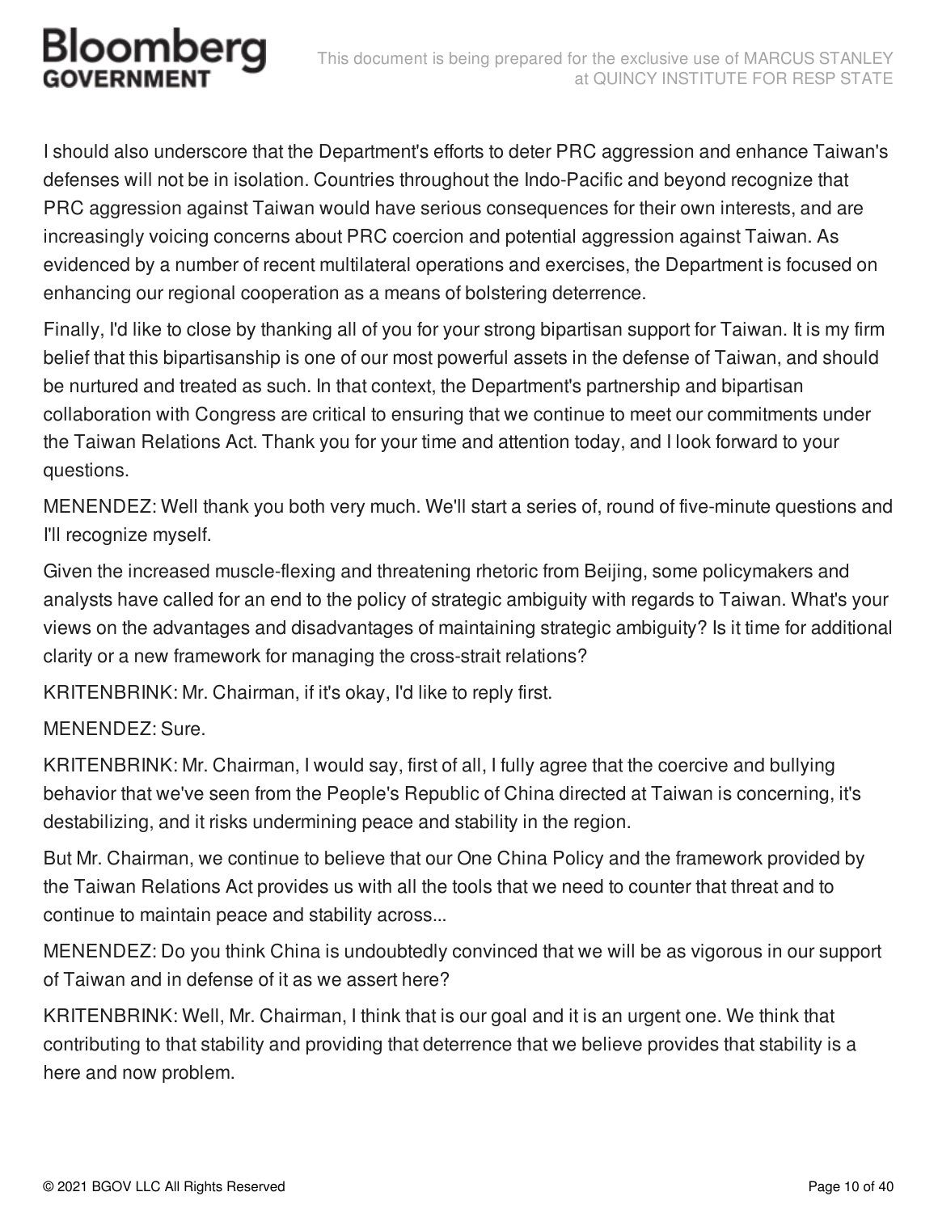I should also underscore that the Department's efforts to deter PRC aggression and enhance Taiwan's defenses will not be in isolation. Countries throughout the Indo-Pacific and beyond recognize that PRC aggression against Taiwan would have serious consequences for their own interests, and are increasingly voicing concerns about PRC coercion and potential aggression against Taiwan. As evidenced by a number of recent multilateral operations and exercises, the Department is focused on enhancing our regional cooperation as a means of bolstering deterrence.

Finally, I'd like to close by thanking all of you for your strong bipartisan support for Taiwan. It is my firm belief that this bipartisanship is one of our most powerful assets in the defense of Taiwan, and should be nurtured and treated as such. In that context, the Department's partnership and bipartisan collaboration with Congress are critical to ensuring that we continue to meet our commitments under the Taiwan Relations Act. Thank you for your time and attention today, and I look forward to your questions.

MENENDEZ: Well thank you both very much. We'll start a series of, round of five-minute questions and I'll recognize myself.

Given the increased muscle-flexing and threatening rhetoric from Beijing, some policymakers and analysts have called for an end to the policy of strategic ambiguity with regards to Taiwan. What's your views on the advantages and disadvantages of maintaining strategic ambiguity? Is it time for additional clarity or a new framework for managing the cross-strait relations?

KRITENBRINK: Mr. Chairman, if it's okay, I'd like to reply first.

MENENDEZ: Sure.

KRITENBRINK: Mr. Chairman, I would say, first of all, I fully agree that the coercive and bullying behavior that we've seen from the People's Republic of China directed at Taiwan is concerning, it's destabilizing, and it risks undermining peace and stability in the region.

But Mr. Chairman, we continue to believe that our One China Policy and the framework provided by the Taiwan Relations Act provides us with all the tools that we need to counter that threat and to continue to maintain peace and stability across...

MENENDEZ: Do you think China is undoubtedly convinced that we will be as vigorous in our support of Taiwan and in defense of it as we assert here?

KRITENBRINK: Well, Mr. Chairman, I think that is our goal and it is an urgent one. We think that contributing to that stability and providing that deterrence that we believe provides that stability is a here and now problem.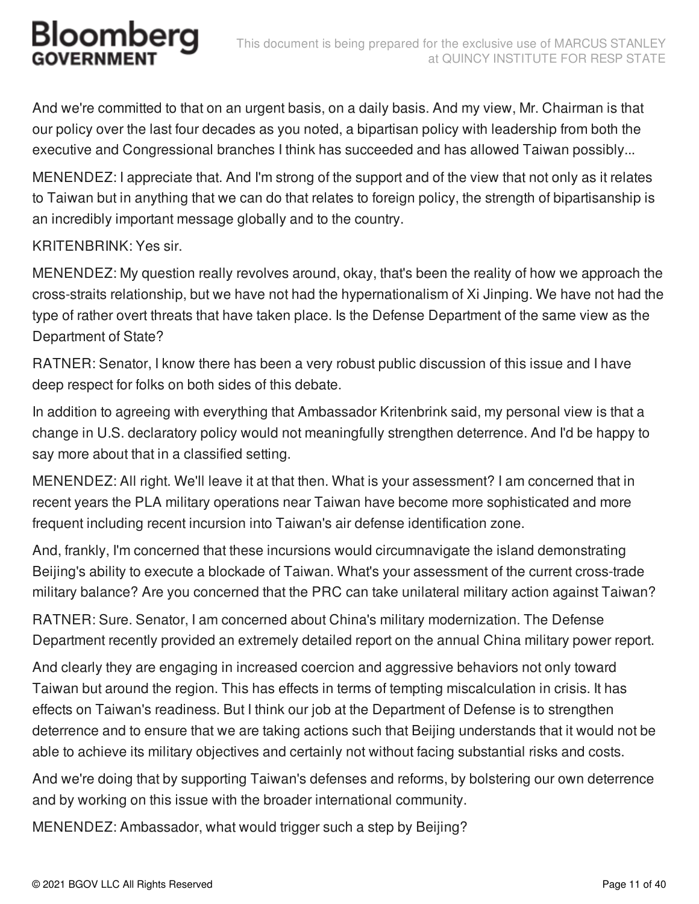And we're committed to that on an urgent basis, on a daily basis. And my view, Mr. Chairman is that our policy over the last four decades as you noted, a bipartisan policy with leadership from both the executive and Congressional branches I think has succeeded and has allowed Taiwan possibly...

MENENDEZ: I appreciate that. And I'm strong of the support and of the view that not only as it relates to Taiwan but in anything that we can do that relates to foreign policy, the strength of bipartisanship is an incredibly important message globally and to the country.

KRITENBRINK: Yes sir.

MENENDEZ: My question really revolves around, okay, that's been the reality of how we approach the cross-straits relationship, but we have not had the hypernationalism of Xi Jinping. We have not had the type of rather overt threats that have taken place. Is the Defense Department of the same view as the Department of State?

RATNER: Senator, I know there has been a very robust public discussion of this issue and I have deep respect for folks on both sides of this debate.

In addition to agreeing with everything that Ambassador Kritenbrink said, my personal view is that a change in U.S. declaratory policy would not meaningfully strengthen deterrence. And I'd be happy to say more about that in a classified setting.

MENENDEZ: All right. We'll leave it at that then. What is your assessment? I am concerned that in recent years the PLA military operations near Taiwan have become more sophisticated and more frequent including recent incursion into Taiwan's air defense identification zone.

And, frankly, I'm concerned that these incursions would circumnavigate the island demonstrating Beijing's ability to execute a blockade of Taiwan. What's your assessment of the current cross-trade military balance? Are you concerned that the PRC can take unilateral military action against Taiwan?

RATNER: Sure. Senator, I am concerned about China's military modernization. The Defense Department recently provided an extremely detailed report on the annual China military power report.

And clearly they are engaging in increased coercion and aggressive behaviors not only toward Taiwan but around the region. This has effects in terms of tempting miscalculation in crisis. It has effects on Taiwan's readiness. But I think our job at the Department of Defense is to strengthen deterrence and to ensure that we are taking actions such that Beijing understands that it would not be able to achieve its military objectives and certainly not without facing substantial risks and costs.

And we're doing that by supporting Taiwan's defenses and reforms, by bolstering our own deterrence and by working on this issue with the broader international community.

MENENDEZ: Ambassador, what would trigger such a step by Beijing?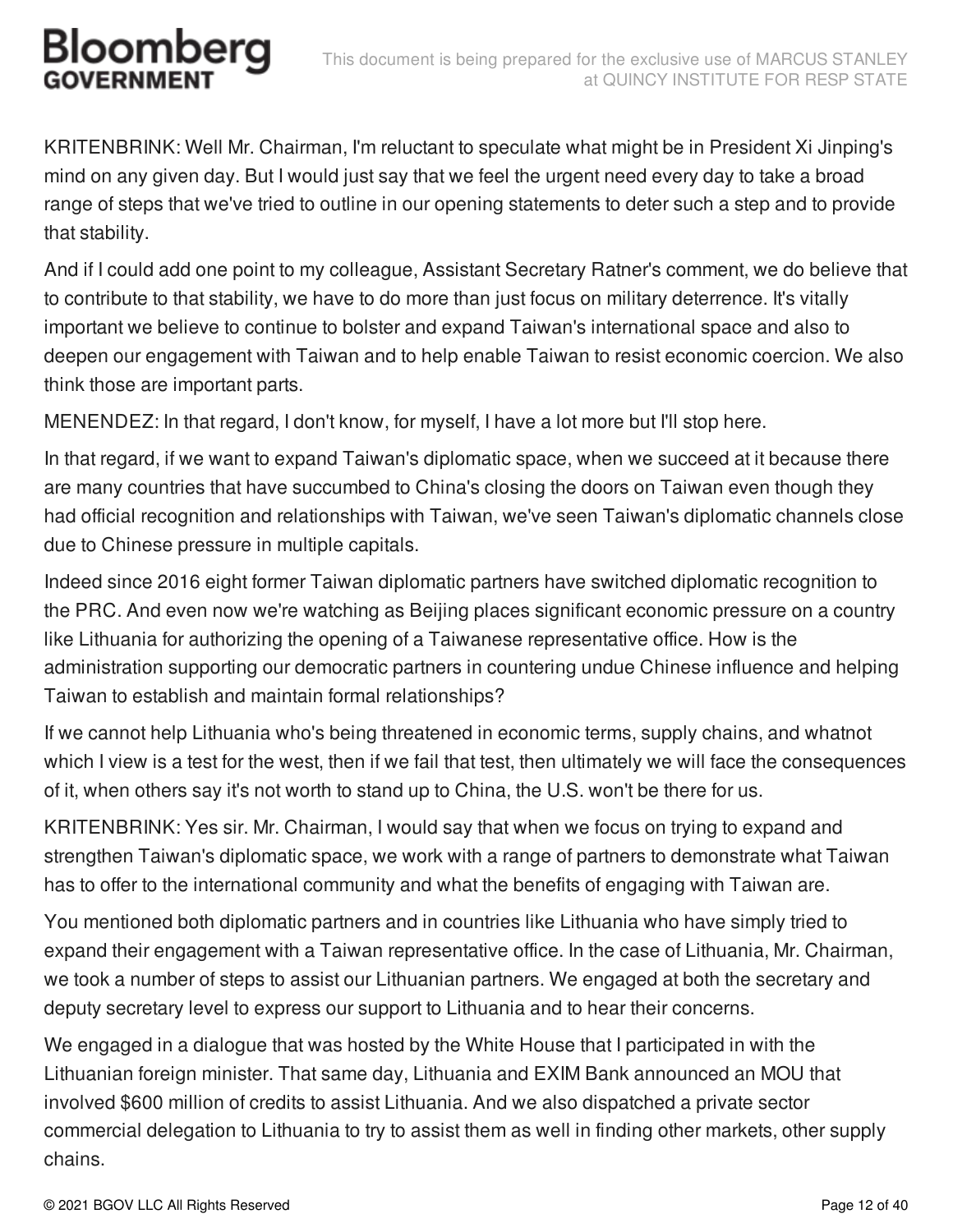KRITENBRINK: Well Mr. Chairman, I'm reluctant to speculate what might be in President Xi Jinping's mind on any given day. But I would just say that we feel the urgent need every day to take a broad range of steps that we've tried to outline in our opening statements to deter such a step and to provide that stability.

And if I could add one point to my colleague, Assistant Secretary Ratner's comment, we do believe that to contribute to that stability, we have to do more than just focus on military deterrence. It's vitally important we believe to continue to bolster and expand Taiwan's international space and also to deepen our engagement with Taiwan and to help enable Taiwan to resist economic coercion. We also think those are important parts.

MENENDEZ: In that regard, I don't know, for myself, I have a lot more but I'll stop here.

In that regard, if we want to expand Taiwan's diplomatic space, when we succeed at it because there are many countries that have succumbed to China's closing the doors on Taiwan even though they had official recognition and relationships with Taiwan, we've seen Taiwan's diplomatic channels close due to Chinese pressure in multiple capitals.

Indeed since 2016 eight former Taiwan diplomatic partners have switched diplomatic recognition to the PRC. And even now we're watching as Beijing places significant economic pressure on a country like Lithuania for authorizing the opening of a Taiwanese representative office. How is the administration supporting our democratic partners in countering undue Chinese influence and helping Taiwan to establish and maintain formal relationships?

If we cannot help Lithuania who's being threatened in economic terms, supply chains, and whatnot which I view is a test for the west, then if we fail that test, then ultimately we will face the consequences of it, when others say it's not worth to stand up to China, the U.S. won't be there for us.

KRITENBRINK: Yes sir. Mr. Chairman, I would say that when we focus on trying to expand and strengthen Taiwan's diplomatic space, we work with a range of partners to demonstrate what Taiwan has to offer to the international community and what the benefits of engaging with Taiwan are.

You mentioned both diplomatic partners and in countries like Lithuania who have simply tried to expand their engagement with a Taiwan representative office. In the case of Lithuania, Mr. Chairman, we took a number of steps to assist our Lithuanian partners. We engaged at both the secretary and deputy secretary level to express our support to Lithuania and to hear their concerns.

We engaged in a dialogue that was hosted by the White House that I participated in with the Lithuanian foreign minister. That same day, Lithuania and EXIM Bank announced an MOU that involved $600 million of credits to assist Lithuania. And we also dispatched a private sector commercial delegation to Lithuania to try to assist them as well in finding other markets, other supply chains.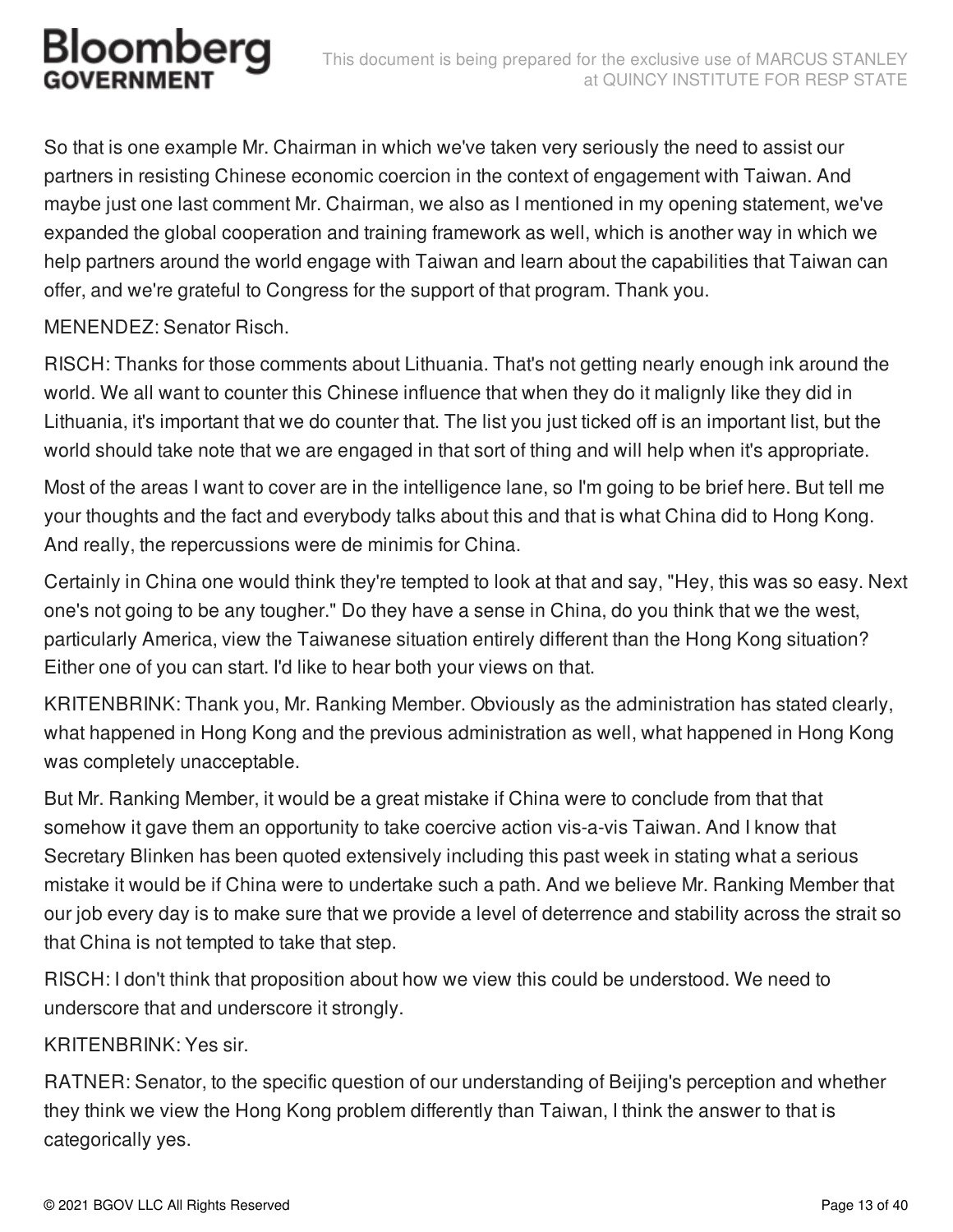So that is one example Mr. Chairman in which we've taken very seriously the need to assist our partners in resisting Chinese economic coercion in the context of engagement with Taiwan. And maybe just one last comment Mr. Chairman, we also as I mentioned in my opening statement, we've expanded the global cooperation and training framework as well, which is another way in which we help partners around the world engage with Taiwan and learn about the capabilities that Taiwan can offer, and we're grateful to Congress for the support of that program. Thank you.

MENENDEZ: Senator Risch.

RISCH: Thanks for those comments about Lithuania. That's not getting nearly enough ink around the world. We all want to counter this Chinese influence that when they do it malignly like they did in Lithuania, it's important that we do counter that. The list you just ticked off is an important list, but the world should take note that we are engaged in that sort of thing and will help when it's appropriate.

Most of the areas I want to cover are in the intelligence lane, so I'm going to be brief here. But tell me your thoughts and the fact and everybody talks about this and that is what China did to Hong Kong. And really, the repercussions were de minimis for China.

Certainly in China one would think they're tempted to look at that and say, "Hey, this was so easy. Next one's not going to be any tougher." Do they have a sense in China, do you think that we the west, particularly America, view the Taiwanese situation entirely different than the Hong Kong situation? Either one of you can start. I'd like to hear both your views on that.

KRITENBRINK: Thank you, Mr. Ranking Member. Obviously as the administration has stated clearly, what happened in Hong Kong and the previous administration as well, what happened in Hong Kong was completely unacceptable.

But Mr. Ranking Member, it would be a great mistake if China were to conclude from that that somehow it gave them an opportunity to take coercive action vis-a-vis Taiwan. And I know that Secretary Blinken has been quoted extensively including this past week in stating what a serious mistake it would be if China were to undertake such a path. And we believe Mr. Ranking Member that our job every day is to make sure that we provide a level of deterrence and stability across the strait so that China is not tempted to take that step.

RISCH: I don't think that proposition about how we view this could be understood. We need to underscore that and underscore it strongly.

KRITENBRINK: Yes sir.

RATNER: Senator, to the specific question of our understanding of Beijing's perception and whether they think we view the Hong Kong problem differently than Taiwan, I think the answer to that is categorically yes.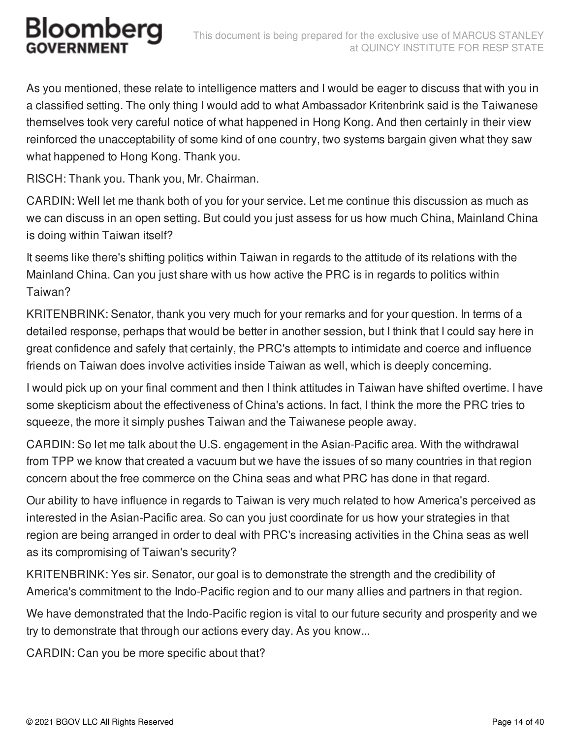As you mentioned, these relate to intelligence matters and I would be eager to discuss that with you in a classified setting. The only thing I would add to what Ambassador Kritenbrink said is the Taiwanese themselves took very careful notice of what happened in Hong Kong. And then certainly in their view reinforced the unacceptability of some kind of one country, two systems bargain given what they saw what happened to Hong Kong. Thank you.

RISCH: Thank you. Thank you, Mr. Chairman.

CARDIN: Well let me thank both of you for your service. Let me continue this discussion as much as we can discuss in an open setting. But could you just assess for us how much China, Mainland China is doing within Taiwan itself?

It seems like there's shifting politics within Taiwan in regards to the attitude of its relations with the Mainland China. Can you just share with us how active the PRC is in regards to politics within Taiwan?

KRITENBRINK: Senator, thank you very much for your remarks and for your question. In terms of a detailed response, perhaps that would be better in another session, but I think that I could say here in great confidence and safely that certainly, the PRC's attempts to intimidate and coerce and influence friends on Taiwan does involve activities inside Taiwan as well, which is deeply concerning.

I would pick up on your final comment and then I think attitudes in Taiwan have shifted overtime. I have some skepticism about the effectiveness of China's actions. In fact, I think the more the PRC tries to squeeze, the more it simply pushes Taiwan and the Taiwanese people away.

CARDIN: So let me talk about the U.S. engagement in the Asian-Pacific area. With the withdrawal from TPP we know that created a vacuum but we have the issues of so many countries in that region concern about the free commerce on the China seas and what PRC has done in that regard.

Our ability to have influence in regards to Taiwan is very much related to how America's perceived as interested in the Asian-Pacific area. So can you just coordinate for us how your strategies in that region are being arranged in order to deal with PRC's increasing activities in the China seas as well as its compromising of Taiwan's security?

KRITENBRINK: Yes sir. Senator, our goal is to demonstrate the strength and the credibility of America's commitment to the Indo-Pacific region and to our many allies and partners in that region.

We have demonstrated that the Indo-Pacific region is vital to our future security and prosperity and we try to demonstrate that through our actions every day. As you know...

CARDIN: Can you be more specific about that?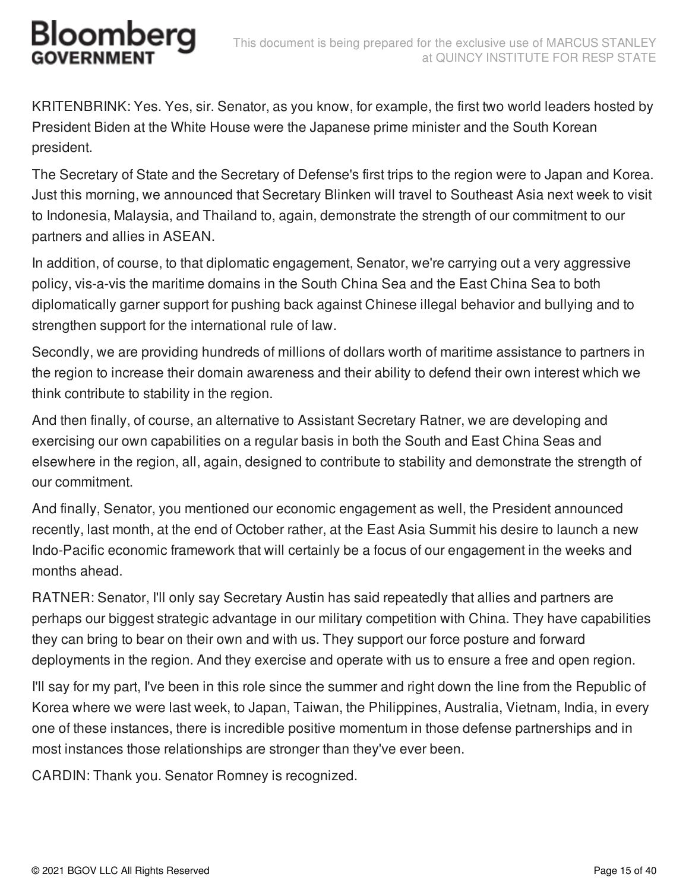KRITENBRINK: Yes. Yes, sir. Senator, as you know, for example, the first two world leaders hosted by President Biden at the White House were the Japanese prime minister and the South Korean president.

The Secretary of State and the Secretary of Defense's first trips to the region were to Japan and Korea. Just this morning, we announced that Secretary Blinken will travel to Southeast Asia next week to visit to Indonesia, Malaysia, and Thailand to, again, demonstrate the strength of our commitment to our partners and allies in ASEAN.

In addition, of course, to that diplomatic engagement, Senator, we're carrying out a very aggressive policy, vis-a-vis the maritime domains in the South China Sea and the East China Sea to both diplomatically garner support for pushing back against Chinese illegal behavior and bullying and to strengthen support for the international rule of law.

Secondly, we are providing hundreds of millions of dollars worth of maritime assistance to partners in the region to increase their domain awareness and their ability to defend their own interest which we think contribute to stability in the region.

And then finally, of course, an alternative to Assistant Secretary Ratner, we are developing and exercising our own capabilities on a regular basis in both the South and East China Seas and elsewhere in the region, all, again, designed to contribute to stability and demonstrate the strength of our commitment.

And finally, Senator, you mentioned our economic engagement as well, the President announced recently, last month, at the end of October rather, at the East Asia Summit his desire to launch a new Indo-Pacific economic framework that will certainly be a focus of our engagement in the weeks and months ahead.

RATNER: Senator, I'll only say Secretary Austin has said repeatedly that allies and partners are perhaps our biggest strategic advantage in our military competition with China. They have capabilities they can bring to bear on their own and with us. They support our force posture and forward deployments in the region. And they exercise and operate with us to ensure a free and open region.

I'll say for my part, I've been in this role since the summer and right down the line from the Republic of Korea where we were last week, to Japan, Taiwan, the Philippines, Australia, Vietnam, India, in every one of these instances, there is incredible positive momentum in those defense partnerships and in most instances those relationships are stronger than they've ever been.

CARDIN: Thank you. Senator Romney is recognized.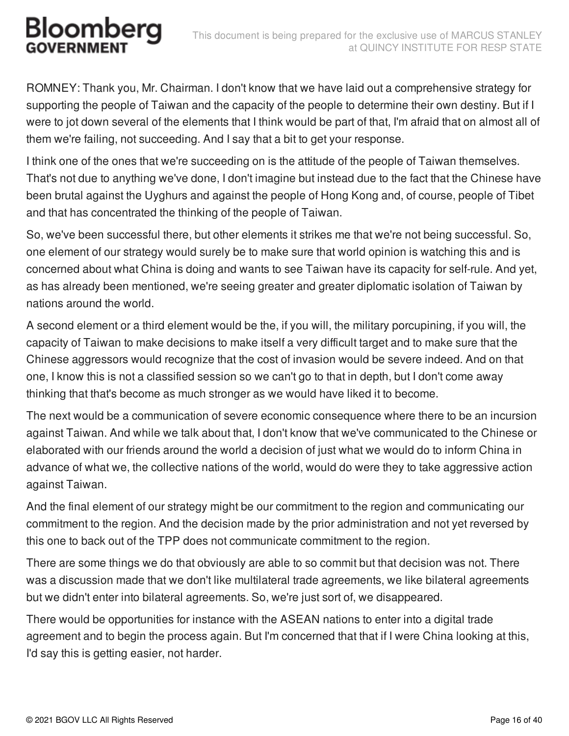ROMNEY: Thank you, Mr. Chairman. I don't know that we have laid out a comprehensive strategy for supporting the people of Taiwan and the capacity of the people to determine their own destiny. But if I were to jot down several of the elements that I think would be part of that, I'm afraid that on almost all of them we're failing, not succeeding. And I say that a bit to get your response.

I think one of the ones that we're succeeding on is the attitude of the people of Taiwan themselves. That's not due to anything we've done, I don't imagine but instead due to the fact that the Chinese have been brutal against the Uyghurs and against the people of Hong Kong and, of course, people of Tibet and that has concentrated the thinking of the people of Taiwan.

So, we've been successful there, but other elements it strikes me that we're not being successful. So, one element of our strategy would surely be to make sure that world opinion is watching this and is concerned about what China is doing and wants to see Taiwan have its capacity for self-rule. And yet, as has already been mentioned, we're seeing greater and greater diplomatic isolation of Taiwan by nations around the world.

A second element or a third element would be the, if you will, the military porcupining, if you will, the capacity of Taiwan to make decisions to make itself a very difficult target and to make sure that the Chinese aggressors would recognize that the cost of invasion would be severe indeed. And on that one, I know this is not a classified session so we can't go to that in depth, but I don't come away thinking that that's become as much stronger as we would have liked it to become.

The next would be a communication of severe economic consequence where there to be an incursion against Taiwan. And while we talk about that, I don't know that we've communicated to the Chinese or elaborated with our friends around the world a decision of just what we would do to inform China in advance of what we, the collective nations of the world, would do were they to take aggressive action against Taiwan.

And the final element of our strategy might be our commitment to the region and communicating our commitment to the region. And the decision made by the prior administration and not yet reversed by this one to back out of the TPP does not communicate commitment to the region.

There are some things we do that obviously are able to so commit but that decision was not. There was a discussion made that we don't like multilateral trade agreements, we like bilateral agreements but we didn't enter into bilateral agreements. So, we're just sort of, we disappeared.

There would be opportunities for instance with the ASEAN nations to enter into a digital trade agreement and to begin the process again. But I'm concerned that that if I were China looking at this, I'd say this is getting easier, not harder.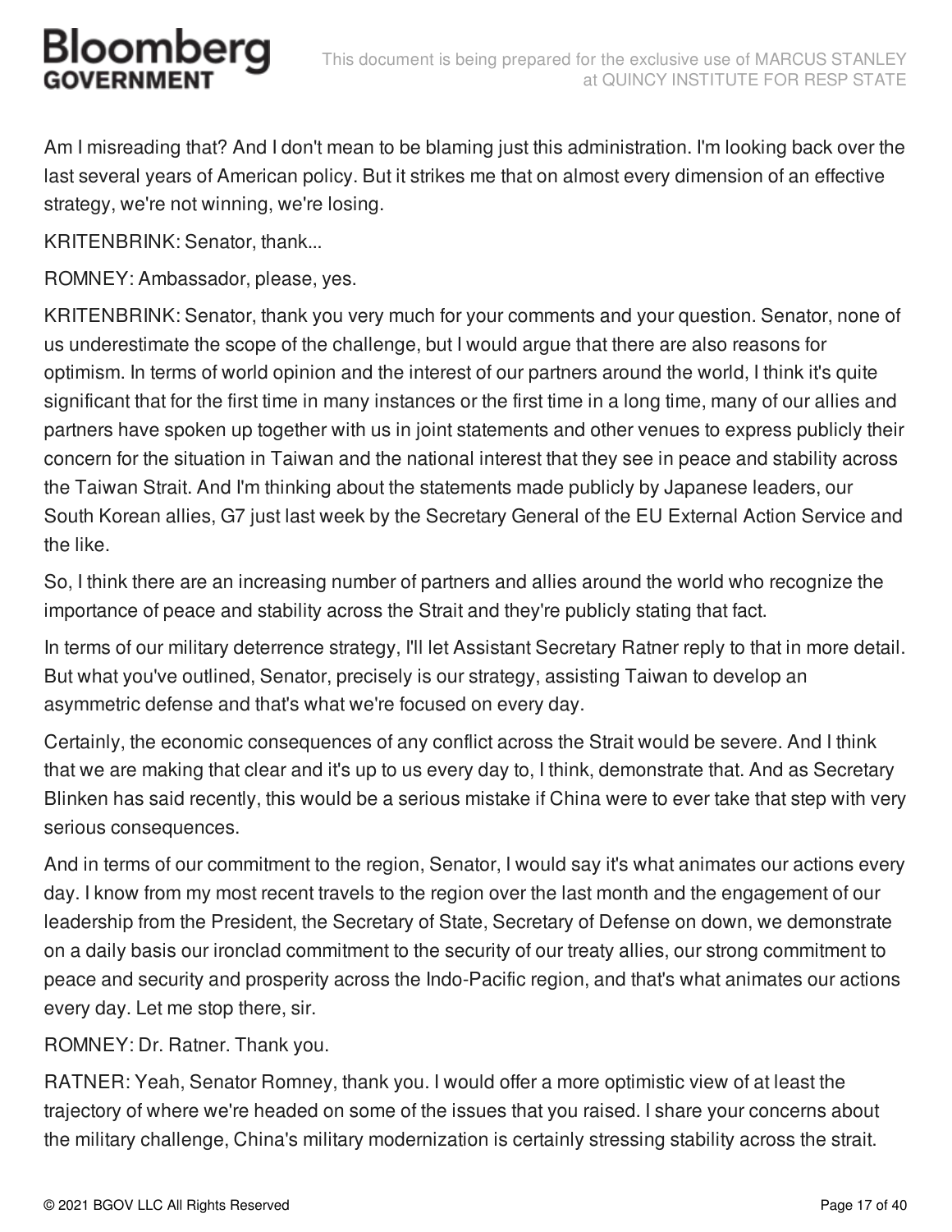Am I misreading that? And I don't mean to be blaming just this administration. I'm looking back over the last several years of American policy. But it strikes me that on almost every dimension of an effective strategy, we're not winning, we're losing.

KRITENBRINK: Senator, thank...

ROMNEY: Ambassador, please, yes.

KRITENBRINK: Senator, thank you very much for your comments and your question. Senator, none of us underestimate the scope of the challenge, but I would argue that there are also reasons for optimism. In terms of world opinion and the interest of our partners around the world, I think it's quite significant that for the first time in many instances or the first time in a long time, many of our allies and partners have spoken up together with us in joint statements and other venues to express publicly their concern for the situation in Taiwan and the national interest that they see in peace and stability across the Taiwan Strait. And I'm thinking about the statements made publicly by Japanese leaders, our South Korean allies, G7 just last week by the Secretary General of the EU External Action Service and the like.

So, I think there are an increasing number of partners and allies around the world who recognize the importance of peace and stability across the Strait and they're publicly stating that fact.

In terms of our military deterrence strategy, I'll let Assistant Secretary Ratner reply to that in more detail. But what you've outlined, Senator, precisely is our strategy, assisting Taiwan to develop an asymmetric defense and that's what we're focused on every day.

Certainly, the economic consequences of any conflict across the Strait would be severe. And I think that we are making that clear and it's up to us every day to, I think, demonstrate that. And as Secretary Blinken has said recently, this would be a serious mistake if China were to ever take that step with very serious consequences.

And in terms of our commitment to the region, Senator, I would say it's what animates our actions every day. I know from my most recent travels to the region over the last month and the engagement of our leadership from the President, the Secretary of State, Secretary of Defense on down, we demonstrate on a daily basis our ironclad commitment to the security of our treaty allies, our strong commitment to peace and security and prosperity across the Indo-Pacific region, and that's what animates our actions every day. Let me stop there, sir.

ROMNEY: Dr. Ratner. Thank you.

RATNER: Yeah, Senator Romney, thank you. I would offer a more optimistic view of at least the trajectory of where we're headed on some of the issues that you raised. I share your concerns about the military challenge, China's military modernization is certainly stressing stability across the strait.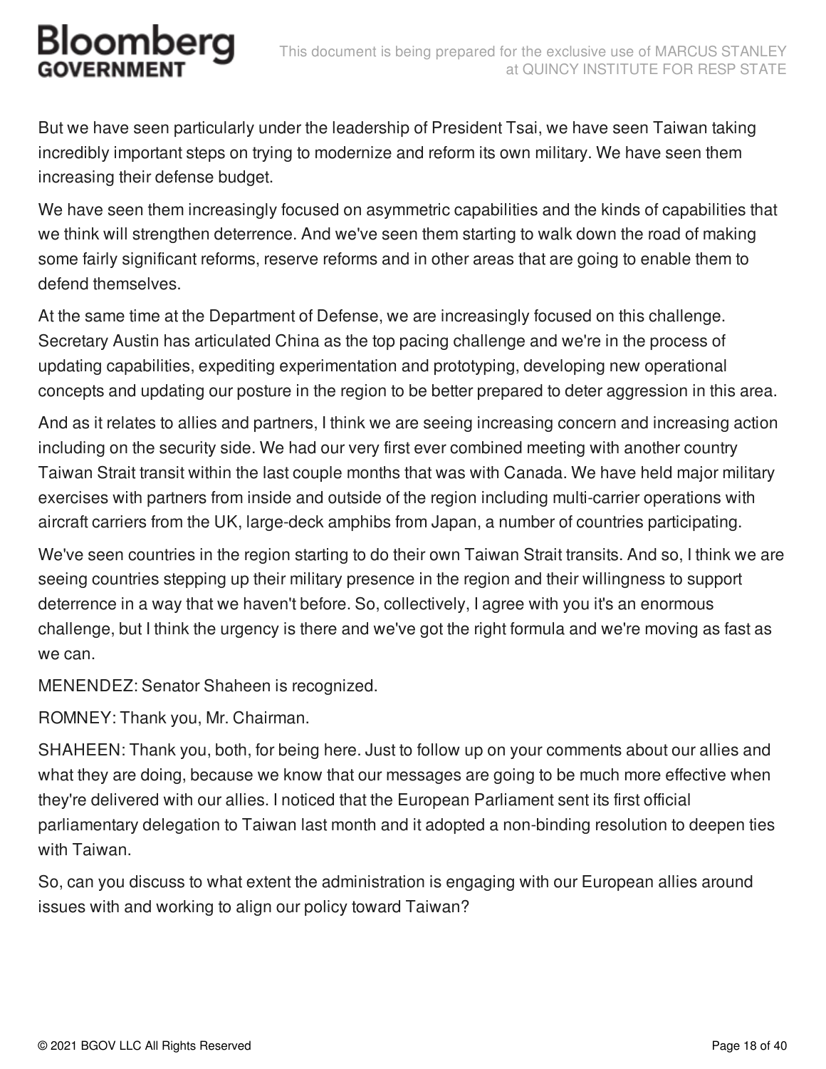But we have seen particularly under the leadership of President Tsai, we have seen Taiwan taking incredibly important steps on trying to modernize and reform its own military. We have seen them increasing their defense budget.

We have seen them increasingly focused on asymmetric capabilities and the kinds of capabilities that we think will strengthen deterrence. And we've seen them starting to walk down the road of making some fairly significant reforms, reserve reforms and in other areas that are going to enable them to defend themselves.

At the same time at the Department of Defense, we are increasingly focused on this challenge. Secretary Austin has articulated China as the top pacing challenge and we're in the process of updating capabilities, expediting experimentation and prototyping, developing new operational concepts and updating our posture in the region to be better prepared to deter aggression in this area.

And as it relates to allies and partners, I think we are seeing increasing concern and increasing action including on the security side. We had our very first ever combined meeting with another country Taiwan Strait transit within the last couple months that was with Canada. We have held major military exercises with partners from inside and outside of the region including multi-carrier operations with aircraft carriers from the UK, large-deck amphibs from Japan, a number of countries participating.

We've seen countries in the region starting to do their own Taiwan Strait transits. And so, I think we are seeing countries stepping up their military presence in the region and their willingness to support deterrence in a way that we haven't before. So, collectively, I agree with you it's an enormous challenge, but I think the urgency is there and we've got the right formula and we're moving as fast as we can.

MENENDEZ: Senator Shaheen is recognized.

ROMNEY: Thank you, Mr. Chairman.

SHAHEEN: Thank you, both, for being here. Just to follow up on your comments about our allies and what they are doing, because we know that our messages are going to be much more effective when they're delivered with our allies. I noticed that the European Parliament sent its first official parliamentary delegation to Taiwan last month and it adopted a non-binding resolution to deepen ties with Taiwan.

So, can you discuss to what extent the administration is engaging with our European allies around issues with and working to align our policy toward Taiwan?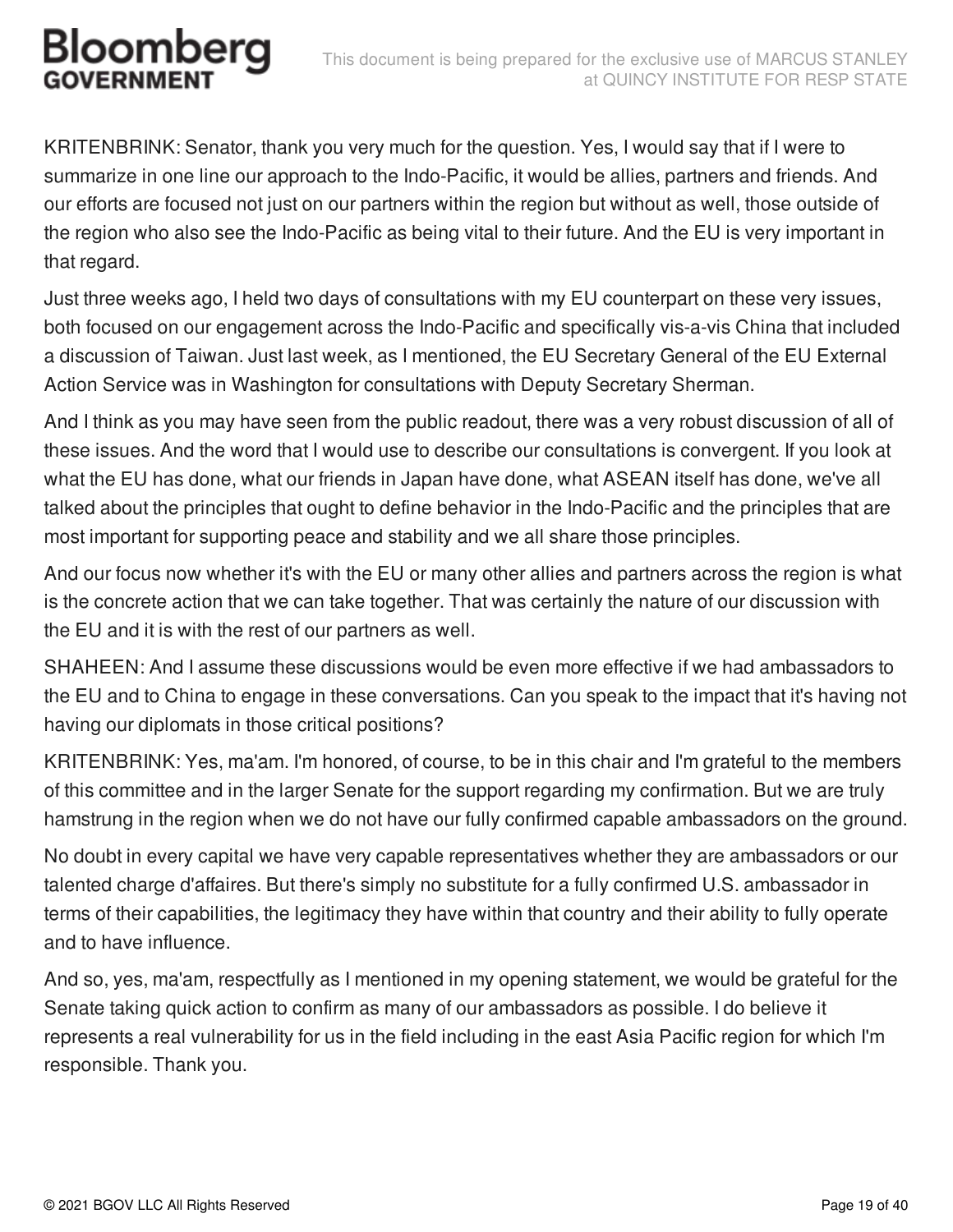KRITENBRINK: Senator, thank you very much for the question. Yes, I would say that if I were to summarize in one line our approach to the Indo-Pacific, it would be allies, partners and friends. And our efforts are focused not just on our partners within the region but without as well, those outside of the region who also see the Indo-Pacific as being vital to their future. And the EU is very important in that regard.

Just three weeks ago, I held two days of consultations with my EU counterpart on these very issues, both focused on our engagement across the Indo-Pacific and specifically vis-a-vis China that included a discussion of Taiwan. Just last week, as I mentioned, the EU Secretary General of the EU External Action Service was in Washington for consultations with Deputy Secretary Sherman.

And I think as you may have seen from the public readout, there was a very robust discussion of all of these issues. And the word that I would use to describe our consultations is convergent. If you look at what the EU has done, what our friends in Japan have done, what ASEAN itself has done, we've all talked about the principles that ought to define behavior in the Indo-Pacific and the principles that are most important for supporting peace and stability and we all share those principles.

And our focus now whether it's with the EU or many other allies and partners across the region is what is the concrete action that we can take together. That was certainly the nature of our discussion with the EU and it is with the rest of our partners as well.

SHAHEEN: And I assume these discussions would be even more effective if we had ambassadors to the EU and to China to engage in these conversations. Can you speak to the impact that it's having not having our diplomats in those critical positions?

KRITENBRINK: Yes, ma'am. I'm honored, of course, to be in this chair and I'm grateful to the members of this committee and in the larger Senate for the support regarding my confirmation. But we are truly hamstrung in the region when we do not have our fully confirmed capable ambassadors on the ground.

No doubt in every capital we have very capable representatives whether they are ambassadors or our talented charge d'affaires. But there's simply no substitute for a fully confirmed U.S. ambassador in terms of their capabilities, the legitimacy they have within that country and their ability to fully operate and to have influence.

And so, yes, ma'am, respectfully as I mentioned in my opening statement, we would be grateful for the Senate taking quick action to confirm as many of our ambassadors as possible. I do believe it represents a real vulnerability for us in the field including in the east Asia Pacific region for which I'm responsible. Thank you.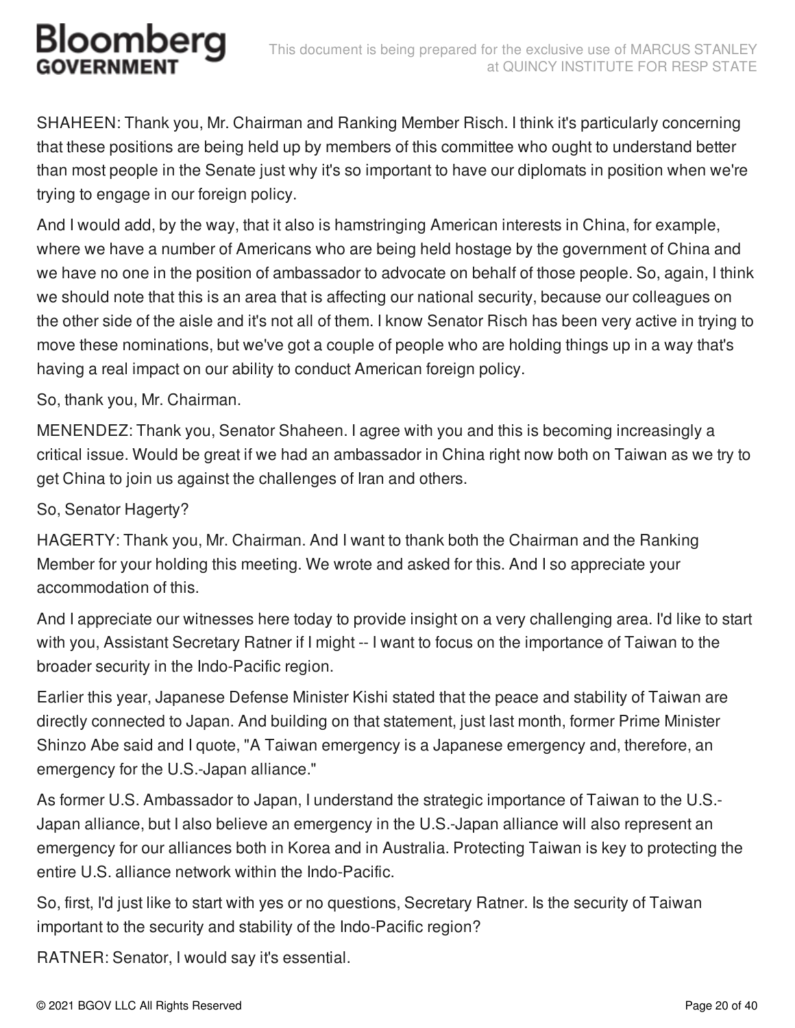SHAHEEN: Thank you, Mr. Chairman and Ranking Member Risch. I think it's particularly concerning that these positions are being held up by members of this committee who ought to understand better than most people in the Senate just why it's so important to have our diplomats in position when we're trying to engage in our foreign policy.

And I would add, by the way, that it also is hamstringing American interests in China, for example, where we have a number of Americans who are being held hostage by the government of China and we have no one in the position of ambassador to advocate on behalf of those people. So, again, I think we should note that this is an area that is affecting our national security, because our colleagues on the other side of the aisle and it's not all of them. I know Senator Risch has been very active in trying to move these nominations, but we've got a couple of people who are holding things up in a way that's having a real impact on our ability to conduct American foreign policy.

So, thank you, Mr. Chairman.

MENENDEZ: Thank you, Senator Shaheen. I agree with you and this is becoming increasingly a critical issue. Would be great if we had an ambassador in China right now both on Taiwan as we try to get China to join us against the challenges of Iran and others.

So, Senator Hagerty?

HAGERTY: Thank you, Mr. Chairman. And I want to thank both the Chairman and the Ranking Member for your holding this meeting. We wrote and asked for this. And I so appreciate your accommodation of this.

And I appreciate our witnesses here today to provide insight on a very challenging area. I'd like to start with you, Assistant Secretary Ratner if I might -- I want to focus on the importance of Taiwan to the broader security in the Indo-Pacific region.

Earlier this year, Japanese Defense Minister Kishi stated that the peace and stability of Taiwan are directly connected to Japan. And building on that statement, just last month, former Prime Minister Shinzo Abe said and I quote, "A Taiwan emergency is a Japanese emergency and, therefore, an emergency for the U.S.-Japan alliance."

As former U.S. Ambassador to Japan, I understand the strategic importance of Taiwan to the U.S.-Japan alliance, but I also believe an emergency in the U.S.-Japan alliance will also represent an emergency for our alliances both in Korea and in Australia. Protecting Taiwan is key to protecting the entire U.S. alliance network within the Indo-Pacific.

So, first, I'd just like to start with yes or no questions, Secretary Ratner. Is the security of Taiwan important to the security and stability of the Indo-Pacific region?

RATNER: Senator, I would say it's essential.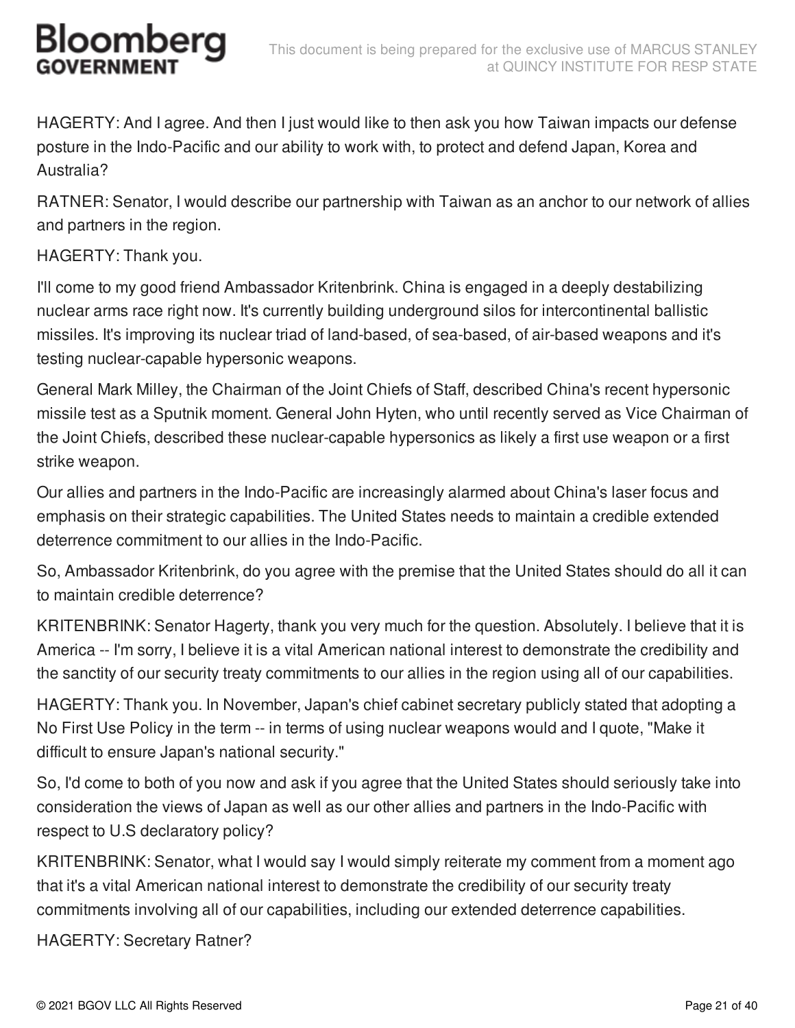HAGERTY: And I agree. And then I just would like to then ask you how Taiwan impacts our defense posture in the Indo-Pacific and our ability to work with, to protect and defend Japan, Korea and Australia?

RATNER: Senator, I would describe our partnership with Taiwan as an anchor to our network of allies and partners in the region.

HAGERTY: Thank you.

I'll come to my good friend Ambassador Kritenbrink. China is engaged in a deeply destabilizing nuclear arms race right now. It's currently building underground silos for intercontinental ballistic missiles. It's improving its nuclear triad of land-based, of sea-based, of air-based weapons and it's testing nuclear-capable hypersonic weapons.

General Mark Milley, the Chairman of the Joint Chiefs of Staff, described China's recent hypersonic missile test as a Sputnik moment. General John Hyten, who until recently served as Vice Chairman of the Joint Chiefs, described these nuclear-capable hypersonics as likely a first use weapon or a first strike weapon.

Our allies and partners in the Indo-Pacific are increasingly alarmed about China's laser focus and emphasis on their strategic capabilities. The United States needs to maintain a credible extended deterrence commitment to our allies in the Indo-Pacific.

So, Ambassador Kritenbrink, do you agree with the premise that the United States should do all it can to maintain credible deterrence?

KRITENBRINK: Senator Hagerty, thank you very much for the question. Absolutely. I believe that it is America -- I'm sorry, I believe it is a vital American national interest to demonstrate the credibility and the sanctity of our security treaty commitments to our allies in the region using all of our capabilities.

HAGERTY: Thank you. In November, Japan's chief cabinet secretary publicly stated that adopting a No First Use Policy in the term -- in terms of using nuclear weapons would and I quote, "Make it difficult to ensure Japan's national security."

So, I'd come to both of you now and ask if you agree that the United States should seriously take into consideration the views of Japan as well as our other allies and partners in the Indo-Pacific with respect to U.S declaratory policy?

KRITENBRINK: Senator, what I would say I would simply reiterate my comment from a moment ago that it's a vital American national interest to demonstrate the credibility of our security treaty commitments involving all of our capabilities, including our extended deterrence capabilities.

HAGERTY: Secretary Ratner?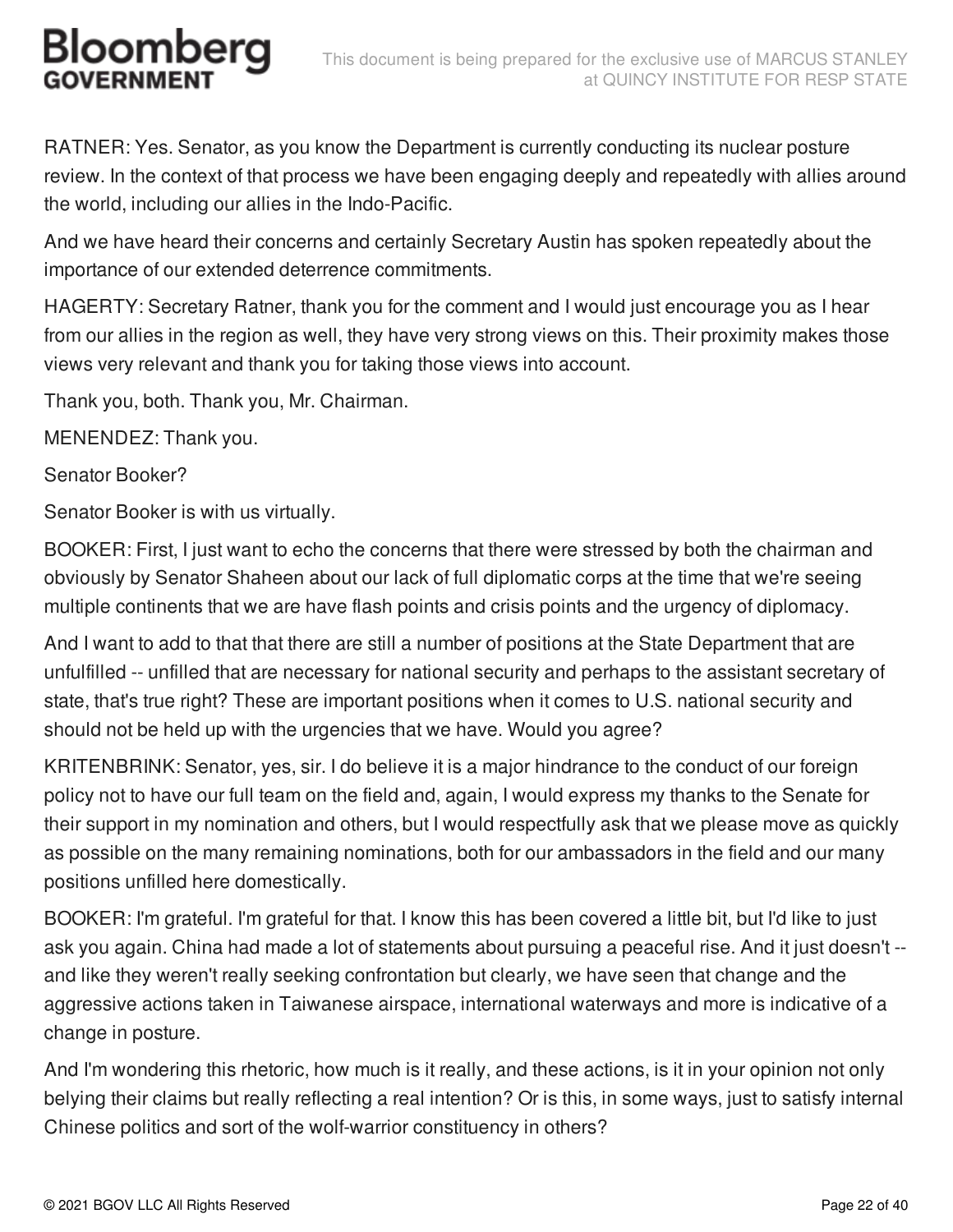RATNER: Yes. Senator, as you know the Department is currently conducting its nuclear posture review. In the context of that process we have been engaging deeply and repeatedly with allies around the world, including our allies in the Indo-Pacific.

And we have heard their concerns and certainly Secretary Austin has spoken repeatedly about the importance of our extended deterrence commitments.

HAGERTY: Secretary Ratner, thank you for the comment and I would just encourage you as I hear from our allies in the region as well, they have very strong views on this. Their proximity makes those views very relevant and thank you for taking those views into account.

Thank you, both. Thank you, Mr. Chairman.

MENENDEZ: Thank you.

Senator Booker?

Senator Booker is with us virtually.

BOOKER: First, I just want to echo the concerns that there were stressed by both the chairman and obviously by Senator Shaheen about our lack of full diplomatic corps at the time that we're seeing multiple continents that we are have flash points and crisis points and the urgency of diplomacy.

And I want to add to that that there are still a number of positions at the State Department that are unfulfilled -- unfilled that are necessary for national security and perhaps to the assistant secretary of state, that's true right? These are important positions when it comes to U.S. national security and should not be held up with the urgencies that we have. Would you agree?

KRITENBRINK: Senator, yes, sir. I do believe it is a major hindrance to the conduct of our foreign policy not to have our full team on the field and, again, I would express my thanks to the Senate for their support in my nomination and others, but I would respectfully ask that we please move as quickly as possible on the many remaining nominations, both for our ambassadors in the field and our many positions unfilled here domestically.

BOOKER: I'm grateful. I'm grateful for that. I know this has been covered a little bit, but I'd like to just ask you again. China had made a lot of statements about pursuing a peaceful rise. And it just doesn't -- and like they weren't really seeking confrontation but clearly, we have seen that change and the aggressive actions taken in Taiwanese airspace, international waterways and more is indicative of a change in posture.

And I'm wondering this rhetoric, how much is it really, and these actions, is it in your opinion not only belying their claims but really reflecting a real intention? Or is this, in some ways, just to satisfy internal Chinese politics and sort of the wolf-warrior constituency in others?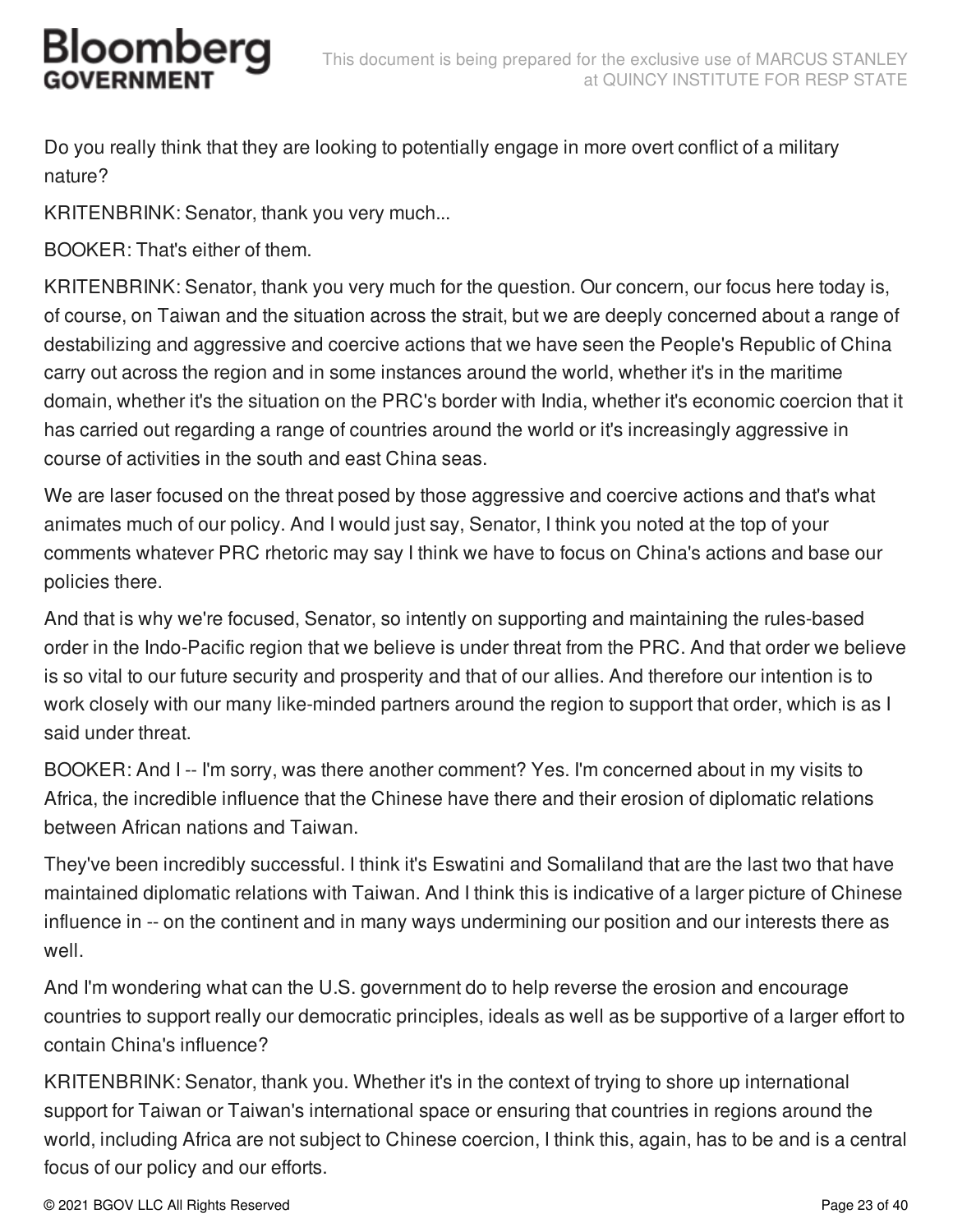Do you really think that they are looking to potentially engage in more overt conflict of a military nature?

KRITENBRINK: Senator, thank you very much...

BOOKER: That's either of them.

KRITENBRINK: Senator, thank you very much for the question. Our concern, our focus here today is, of course, on Taiwan and the situation across the strait, but we are deeply concerned about a range of destabilizing and aggressive and coercive actions that we have seen the People's Republic of China carry out across the region and in some instances around the world, whether it's in the maritime domain, whether it's the situation on the PRC's border with India, whether it's economic coercion that it has carried out regarding a range of countries around the world or it's increasingly aggressive in course of activities in the south and east China seas.

We are laser focused on the threat posed by those aggressive and coercive actions and that's what animates much of our policy. And I would just say, Senator, I think you noted at the top of your comments whatever PRC rhetoric may say I think we have to focus on China's actions and base our policies there.

And that is why we're focused, Senator, so intently on supporting and maintaining the rules-based order in the Indo-Pacific region that we believe is under threat from the PRC. And that order we believe is so vital to our future security and prosperity and that of our allies. And therefore our intention is to work closely with our many like-minded partners around the region to support that order, which is as I said under threat.

BOOKER: And I -- I'm sorry, was there another comment? Yes. I'm concerned about in my visits to Africa, the incredible influence that the Chinese have there and their erosion of diplomatic relations between African nations and Taiwan.

They've been incredibly successful. I think it's Eswatini and Somaliland that are the last two that have maintained diplomatic relations with Taiwan. And I think this is indicative of a larger picture of Chinese influence in -- on the continent and in many ways undermining our position and our interests there as well.

And I'm wondering what can the U.S. government do to help reverse the erosion and encourage countries to support really our democratic principles, ideals as well as be supportive of a larger effort to contain China's influence?

KRITENBRINK: Senator, thank you. Whether it's in the context of trying to shore up international support for Taiwan or Taiwan's international space or ensuring that countries in regions around the world, including Africa are not subject to Chinese coercion, I think this, again, has to be and is a central focus of our policy and our efforts.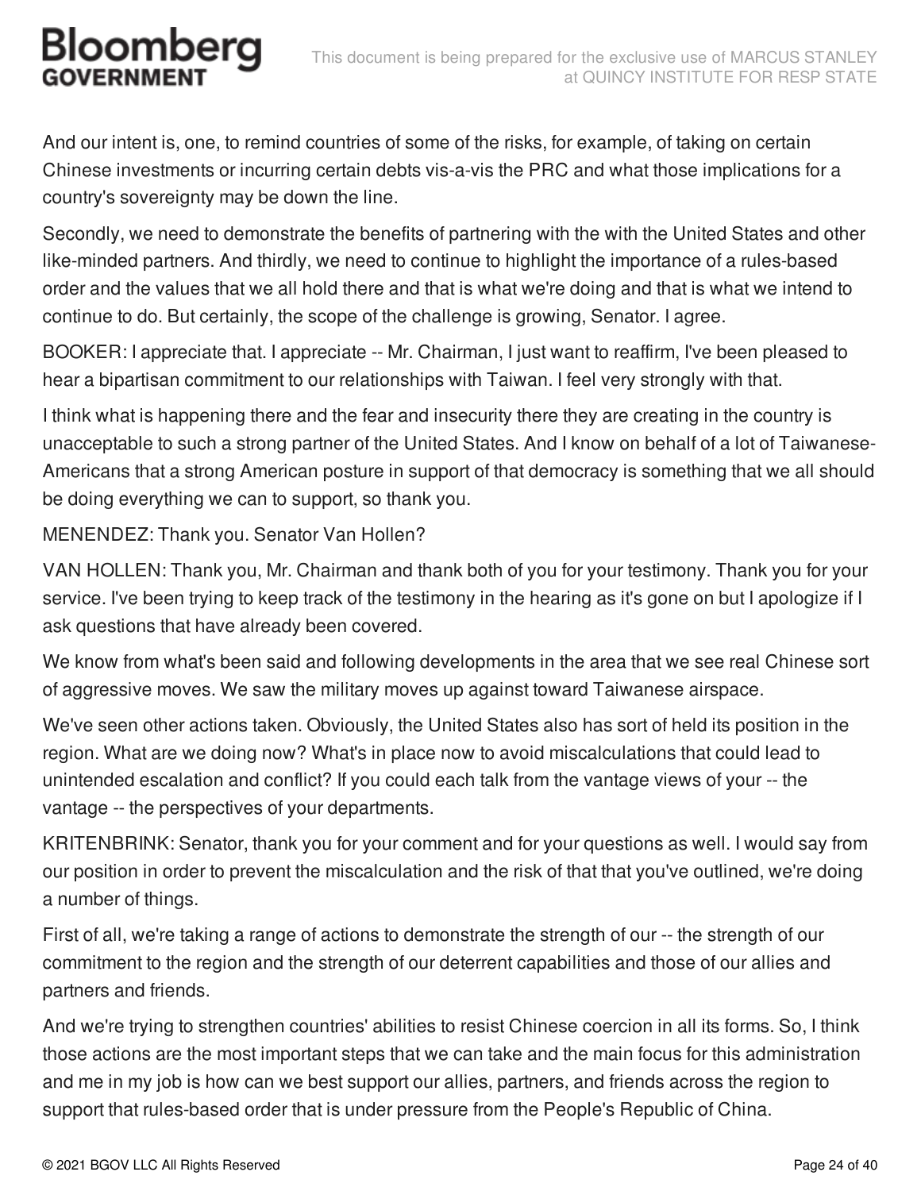And our intent is, one, to remind countries of some of the risks, for example, of taking on certain Chinese investments or incurring certain debts vis-a-vis the PRC and what those implications for a country's sovereignty may be down the line.

Secondly, we need to demonstrate the benefits of partnering with the with the United States and other like-minded partners. And thirdly, we need to continue to highlight the importance of a rules-based order and the values that we all hold there and that is what we're doing and that is what we intend to continue to do. But certainly, the scope of the challenge is growing, Senator. I agree.

BOOKER: I appreciate that. I appreciate -- Mr. Chairman, I just want to reaffirm, I've been pleased to hear a bipartisan commitment to our relationships with Taiwan. I feel very strongly with that.

I think what is happening there and the fear and insecurity there they are creating in the country is unacceptable to such a strong partner of the United States. And I know on behalf of a lot of Taiwanese-Americans that a strong American posture in support of that democracy is something that we all should be doing everything we can to support, so thank you.

MENENDEZ: Thank you. Senator Van Hollen?

VAN HOLLEN: Thank you, Mr. Chairman and thank both of you for your testimony. Thank you for your service. I've been trying to keep track of the testimony in the hearing as it's gone on but I apologize if I ask questions that have already been covered.

We know from what's been said and following developments in the area that we see real Chinese sort of aggressive moves. We saw the military moves up against toward Taiwanese airspace.

We've seen other actions taken. Obviously, the United States also has sort of held its position in the region. What are we doing now? What's in place now to avoid miscalculations that could lead to unintended escalation and conflict? If you could each talk from the vantage views of your -- the vantage -- the perspectives of your departments.

KRITENBRINK: Senator, thank you for your comment and for your questions as well. I would say from our position in order to prevent the miscalculation and the risk of that that you've outlined, we're doing a number of things.

First of all, we're taking a range of actions to demonstrate the strength of our -- the strength of our commitment to the region and the strength of our deterrent capabilities and those of our allies and partners and friends.

And we're trying to strengthen countries' abilities to resist Chinese coercion in all its forms. So, I think those actions are the most important steps that we can take and the main focus for this administration and me in my job is how can we best support our allies, partners, and friends across the region to support that rules-based order that is under pressure from the People's Republic of China.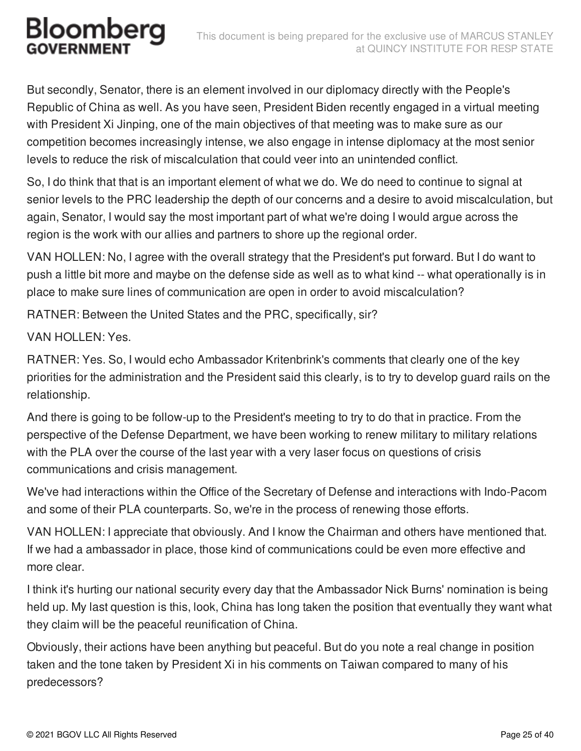But secondly, Senator, there is an element involved in our diplomacy directly with the People's Republic of China as well. As you have seen, President Biden recently engaged in a virtual meeting with President Xi Jinping, one of the main objectives of that meeting was to make sure as our competition becomes increasingly intense, we also engage in intense diplomacy at the most senior levels to reduce the risk of miscalculation that could veer into an unintended conflict.

So, I do think that that is an important element of what we do. We do need to continue to signal at senior levels to the PRC leadership the depth of our concerns and a desire to avoid miscalculation, but again, Senator, I would say the most important part of what we're doing I would argue across the region is the work with our allies and partners to shore up the regional order.

VAN HOLLEN: No, I agree with the overall strategy that the President's put forward. But I do want to push a little bit more and maybe on the defense side as well as to what kind -- what operationally is in place to make sure lines of communication are open in order to avoid miscalculation?

RATNER: Between the United States and the PRC, specifically, sir?

VAN HOLLEN: Yes.

RATNER: Yes. So, I would echo Ambassador Kritenbrink's comments that clearly one of the key priorities for the administration and the President said this clearly, is to try to develop guard rails on the relationship.

And there is going to be follow-up to the President's meeting to try to do that in practice. From the perspective of the Defense Department, we have been working to renew military to military relations with the PLA over the course of the last year with a very laser focus on questions of crisis communications and crisis management.

We've had interactions within the Office of the Secretary of Defense and interactions with Indo-Pacom and some of their PLA counterparts. So, we're in the process of renewing those efforts.

VAN HOLLEN: I appreciate that obviously. And I know the Chairman and others have mentioned that. If we had a ambassador in place, those kind of communications could be even more effective and more clear.

I think it's hurting our national security every day that the Ambassador Nick Burns' nomination is being held up. My last question is this, look, China has long taken the position that eventually they want what they claim will be the peaceful reunification of China.

Obviously, their actions have been anything but peaceful. But do you note a real change in position taken and the tone taken by President Xi in his comments on Taiwan compared to many of his predecessors?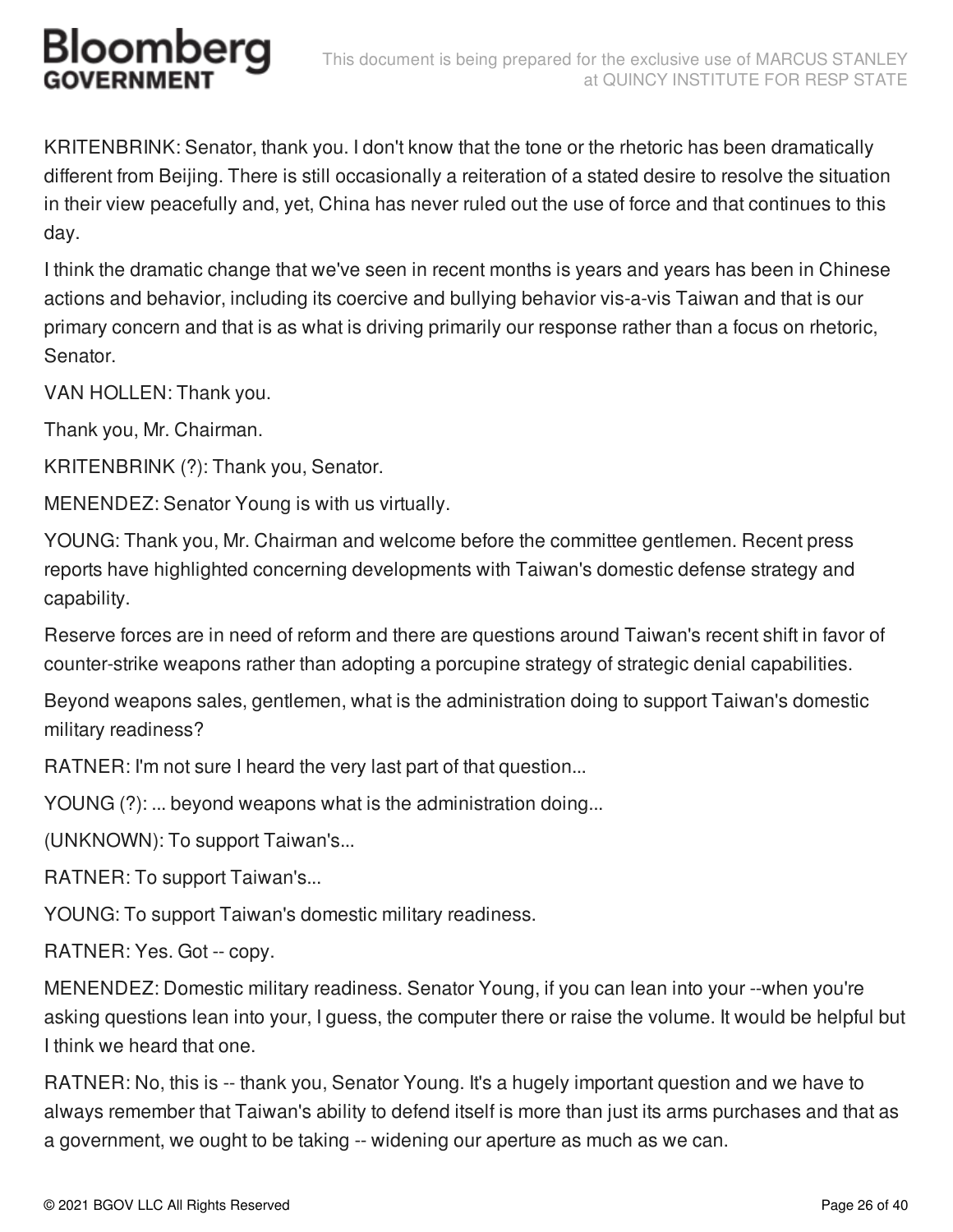KRITENBRINK: Senator, thank you. I don't know that the tone or the rhetoric has been dramatically different from Beijing. There is still occasionally a reiteration of a stated desire to resolve the situation in their view peacefully and, yet, China has never ruled out the use of force and that continues to this day.

I think the dramatic change that we've seen in recent months is years and years has been in Chinese actions and behavior, including its coercive and bullying behavior vis-a-vis Taiwan and that is our primary concern and that is as what is driving primarily our response rather than a focus on rhetoric, Senator.

VAN HOLLEN: Thank you.

Thank you, Mr. Chairman.

KRITENBRINK (?): Thank you, Senator.

MENENDEZ: Senator Young is with us virtually.

YOUNG: Thank you, Mr. Chairman and welcome before the committee gentlemen. Recent press reports have highlighted concerning developments with Taiwan's domestic defense strategy and capability.

Reserve forces are in need of reform and there are questions around Taiwan's recent shift in favor of counter-strike weapons rather than adopting a porcupine strategy of strategic denial capabilities.

Beyond weapons sales, gentlemen, what is the administration doing to support Taiwan's domestic military readiness?

RATNER: I'm not sure I heard the very last part of that question...

YOUNG (?): ... beyond weapons what is the administration doing...

(UNKNOWN): To support Taiwan's...

RATNER: To support Taiwan's...

YOUNG: To support Taiwan's domestic military readiness.

RATNER: Yes. Got -- copy.

MENENDEZ: Domestic military readiness. Senator Young, if you can lean into your --when you're asking questions lean into your, I guess, the computer there or raise the volume. It would be helpful but I think we heard that one.

RATNER: No, this is -- thank you, Senator Young. It's a hugely important question and we have to always remember that Taiwan's ability to defend itself is more than just its arms purchases and that as a government, we ought to be taking -- widening our aperture as much as we can.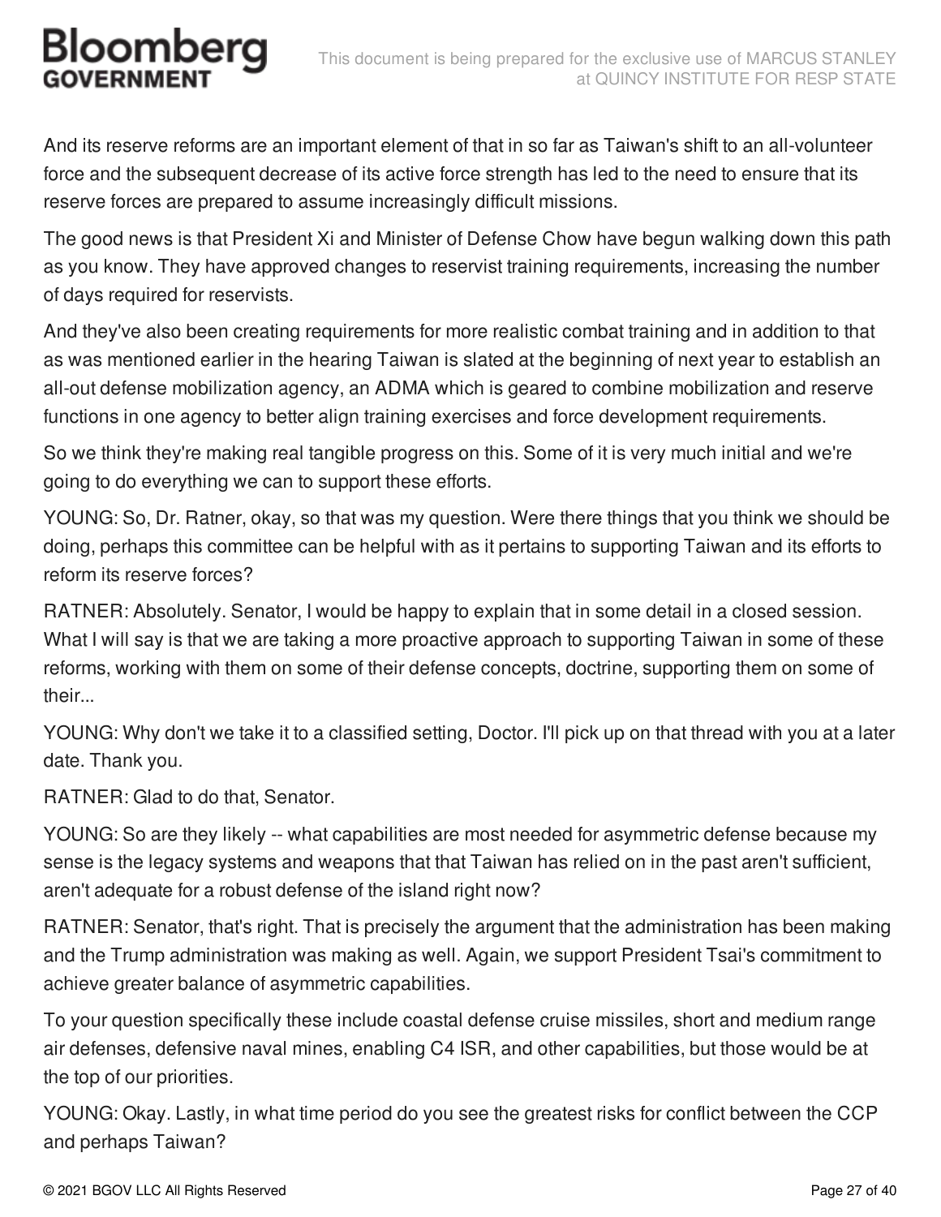And its reserve reforms are an important element of that in so far as Taiwan's shift to an all-volunteer force and the subsequent decrease of its active force strength has led to the need to ensure that its reserve forces are prepared to assume increasingly difficult missions.

The good news is that President Xi and Minister of Defense Chow have begun walking down this path as you know. They have approved changes to reservist training requirements, increasing the number of days required for reservists.

And they've also been creating requirements for more realistic combat training and in addition to that as was mentioned earlier in the hearing Taiwan is slated at the beginning of next year to establish an all-out defense mobilization agency, an ADMA which is geared to combine mobilization and reserve functions in one agency to better align training exercises and force development requirements.

So we think they're making real tangible progress on this. Some of it is very much initial and we're going to do everything we can to support these efforts.

YOUNG: So, Dr. Ratner, okay, so that was my question. Were there things that you think we should be doing, perhaps this committee can be helpful with as it pertains to supporting Taiwan and its efforts to reform its reserve forces?

RATNER: Absolutely. Senator, I would be happy to explain that in some detail in a closed session. What I will say is that we are taking a more proactive approach to supporting Taiwan in some of these reforms, working with them on some of their defense concepts, doctrine, supporting them on some of their...

YOUNG: Why don't we take it to a classified setting, Doctor. I'll pick up on that thread with you at a later date. Thank you.

RATNER: Glad to do that, Senator.

YOUNG: So are they likely -- what capabilities are most needed for asymmetric defense because my sense is the legacy systems and weapons that that Taiwan has relied on in the past aren't sufficient, aren't adequate for a robust defense of the island right now?

RATNER: Senator, that's right. That is precisely the argument that the administration has been making and the Trump administration was making as well. Again, we support President Tsai's commitment to achieve greater balance of asymmetric capabilities.

To your question specifically these include coastal defense cruise missiles, short and medium range air defenses, defensive naval mines, enabling C4 ISR, and other capabilities, but those would be at the top of our priorities.

YOUNG: Okay. Lastly, in what time period do you see the greatest risks for conflict between the CCP and perhaps Taiwan?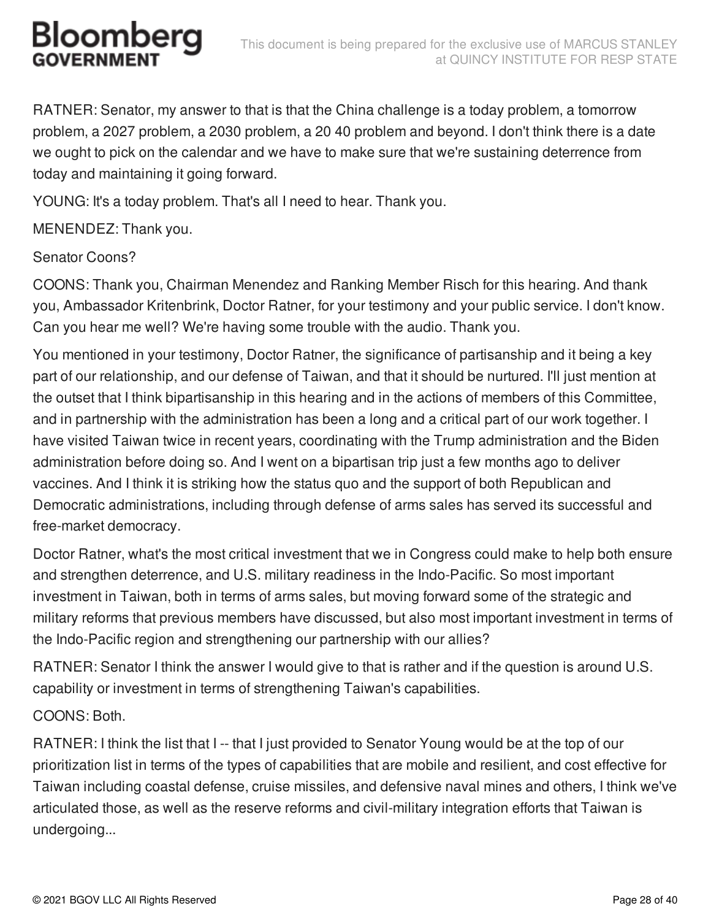RATNER: Senator, my answer to that is that the China challenge is a today problem, a tomorrow problem, a 2027 problem, a 2030 problem, a 20 40 problem and beyond. I don't think there is a date we ought to pick on the calendar and we have to make sure that we're sustaining deterrence from today and maintaining it going forward.

YOUNG: It's a today problem. That's all I need to hear. Thank you.

MENENDEZ: Thank you.

Senator Coons?

COONS: Thank you, Chairman Menendez and Ranking Member Risch for this hearing. And thank you, Ambassador Kritenbrink, Doctor Ratner, for your testimony and your public service. I don't know. Can you hear me well? We're having some trouble with the audio. Thank you.

You mentioned in your testimony, Doctor Ratner, the significance of partisanship and it being a key part of our relationship, and our defense of Taiwan, and that it should be nurtured. I'll just mention at the outset that I think bipartisanship in this hearing and in the actions of members of this Committee, and in partnership with the administration has been a long and a critical part of our work together. I have visited Taiwan twice in recent years, coordinating with the Trump administration and the Biden administration before doing so. And I went on a bipartisan trip just a few months ago to deliver vaccines. And I think it is striking how the status quo and the support of both Republican and Democratic administrations, including through defense of arms sales has served its successful and free-market democracy.

Doctor Ratner, what's the most critical investment that we in Congress could make to help both ensure and strengthen deterrence, and U.S. military readiness in the Indo-Pacific. So most important investment in Taiwan, both in terms of arms sales, but moving forward some of the strategic and military reforms that previous members have discussed, but also most important investment in terms of the Indo-Pacific region and strengthening our partnership with our allies?

RATNER: Senator I think the answer I would give to that is rather and if the question is around U.S. capability or investment in terms of strengthening Taiwan's capabilities.

COONS: Both.

RATNER: I think the list that I -- that I just provided to Senator Young would be at the top of our prioritization list in terms of the types of capabilities that are mobile and resilient, and cost effective for Taiwan including coastal defense, cruise missiles, and defensive naval mines and others, I think we've articulated those, as well as the reserve reforms and civil-military integration efforts that Taiwan is undergoing...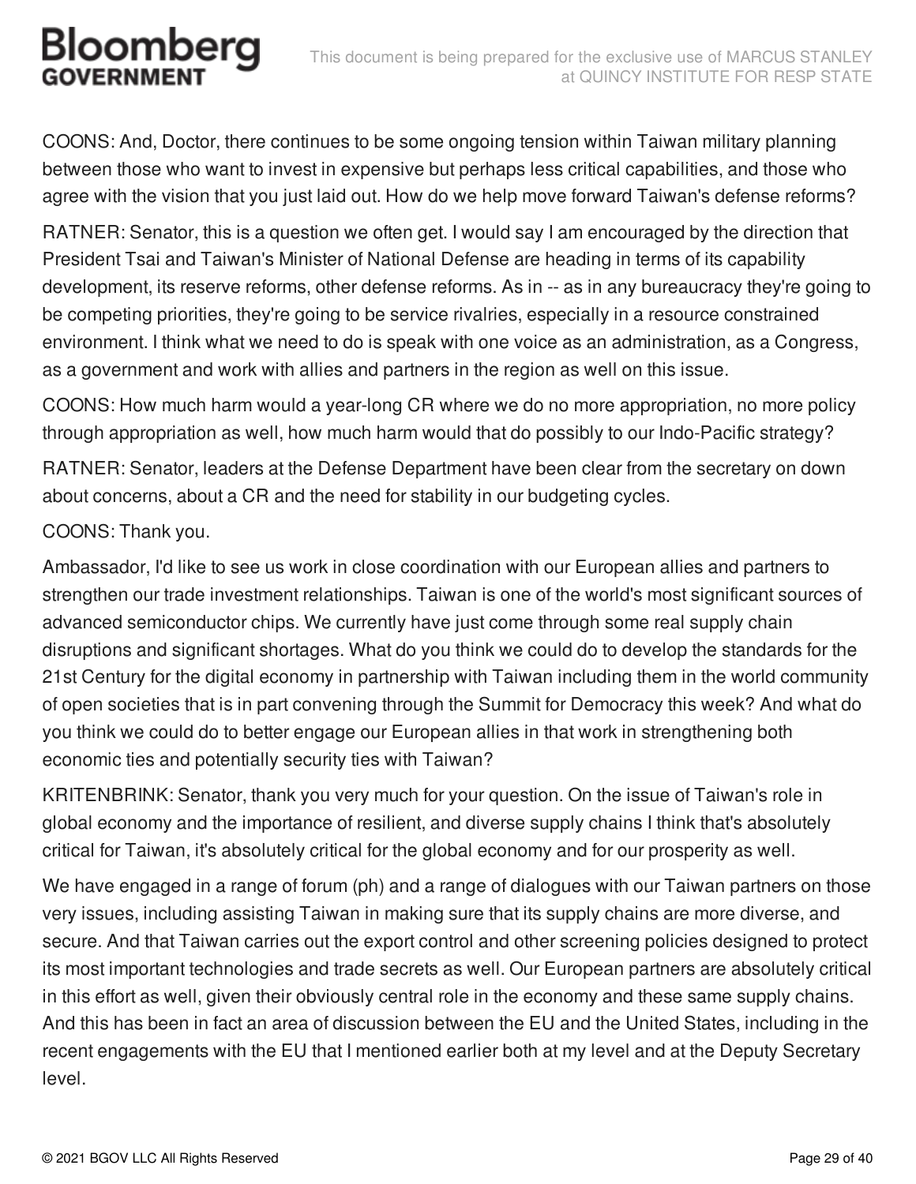COONS: And, Doctor, there continues to be some ongoing tension within Taiwan military planning between those who want to invest in expensive but perhaps less critical capabilities, and those who agree with the vision that you just laid out. How do we help move forward Taiwan's defense reforms?

RATNER: Senator, this is a question we often get. I would say I am encouraged by the direction that President Tsai and Taiwan's Minister of National Defense are heading in terms of its capability development, its reserve reforms, other defense reforms. As in -- as in any bureaucracy they're going to be competing priorities, they're going to be service rivalries, especially in a resource constrained environment. I think what we need to do is speak with one voice as an administration, as a Congress, as a government and work with allies and partners in the region as well on this issue.

COONS: How much harm would a year-long CR where we do no more appropriation, no more policy through appropriation as well, how much harm would that do possibly to our Indo-Pacific strategy?

RATNER: Senator, leaders at the Defense Department have been clear from the secretary on down about concerns, about a CR and the need for stability in our budgeting cycles.

COONS: Thank you.

Ambassador, I'd like to see us work in close coordination with our European allies and partners to strengthen our trade investment relationships. Taiwan is one of the world's most significant sources of advanced semiconductor chips. We currently have just come through some real supply chain disruptions and significant shortages. What do you think we could do to develop the standards for the 21st Century for the digital economy in partnership with Taiwan including them in the world community of open societies that is in part convening through the Summit for Democracy this week? And what do you think we could do to better engage our European allies in that work in strengthening both economic ties and potentially security ties with Taiwan?

KRITENBRINK: Senator, thank you very much for your question. On the issue of Taiwan's role in global economy and the importance of resilient, and diverse supply chains I think that's absolutely critical for Taiwan, it's absolutely critical for the global economy and for our prosperity as well.

We have engaged in a range of forum (ph) and a range of dialogues with our Taiwan partners on those very issues, including assisting Taiwan in making sure that its supply chains are more diverse, and secure. And that Taiwan carries out the export control and other screening policies designed to protect its most important technologies and trade secrets as well. Our European partners are absolutely critical in this effort as well, given their obviously central role in the economy and these same supply chains. And this has been in fact an area of discussion between the EU and the United States, including in the recent engagements with the EU that I mentioned earlier both at my level and at the Deputy Secretary level.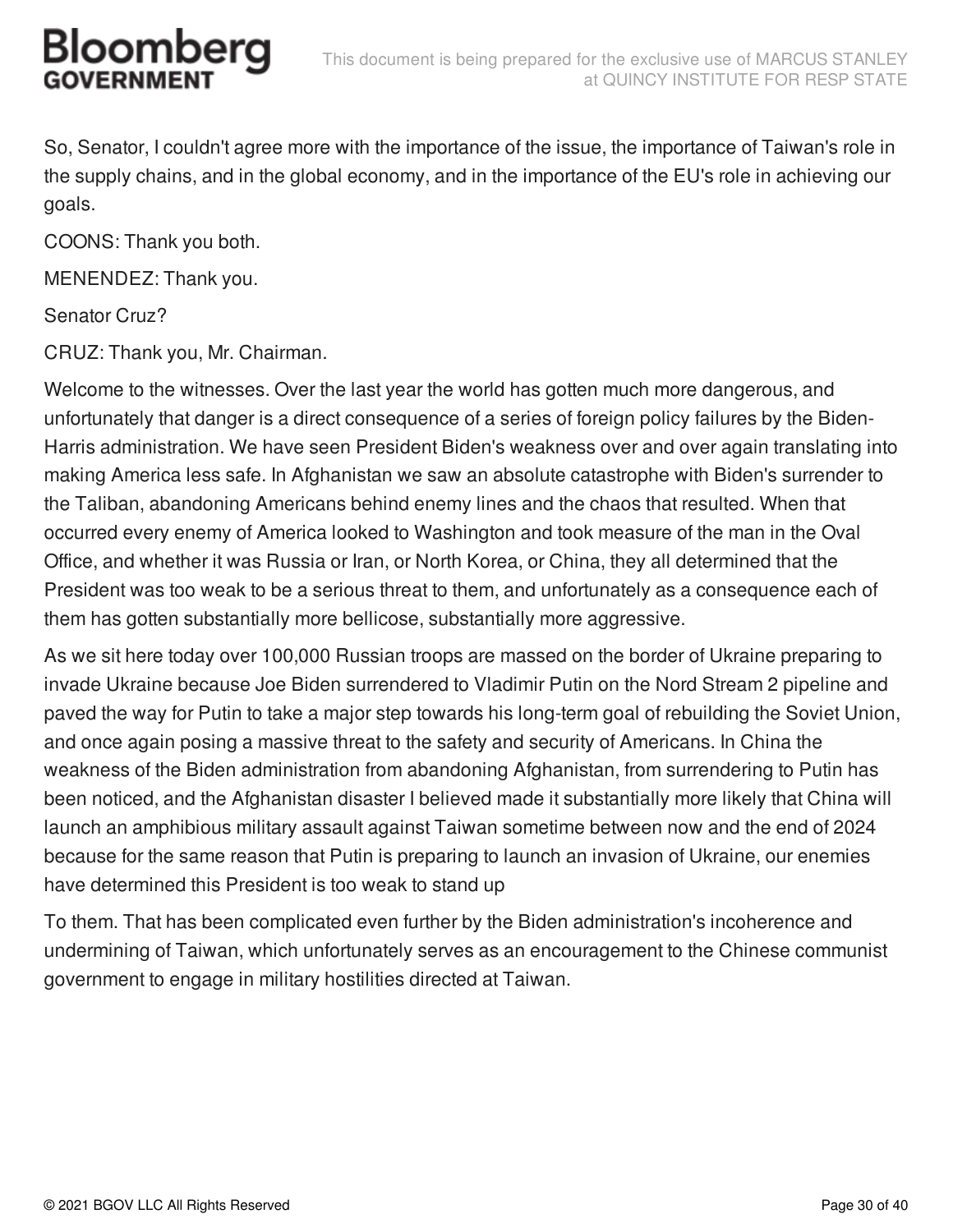So, Senator, I couldn't agree more with the importance of the issue, the importance of Taiwan's role in the supply chains, and in the global economy, and in the importance of the EU's role in achieving our goals.

COONS: Thank you both.

MENENDEZ: Thank you.

Senator Cruz?

CRUZ: Thank you, Mr. Chairman.

Welcome to the witnesses. Over the last year the world has gotten much more dangerous, and unfortunately that danger is a direct consequence of a series of foreign policy failures by the Biden-Harris administration. We have seen President Biden's weakness over and over again translating into making America less safe. In Afghanistan we saw an absolute catastrophe with Biden's surrender to the Taliban, abandoning Americans behind enemy lines and the chaos that resulted. When that occurred every enemy of America looked to Washington and took measure of the man in the Oval Office, and whether it was Russia or Iran, or North Korea, or China, they all determined that the President was too weak to be a serious threat to them, and unfortunately as a consequence each of them has gotten substantially more bellicose, substantially more aggressive.

As we sit here today over 100,000 Russian troops are massed on the border of Ukraine preparing to invade Ukraine because Joe Biden surrendered to Vladimir Putin on the Nord Stream 2 pipeline and paved the way for Putin to take a major step towards his long-term goal of rebuilding the Soviet Union, and once again posing a massive threat to the safety and security of Americans. In China the weakness of the Biden administration from abandoning Afghanistan, from surrendering to Putin has been noticed, and the Afghanistan disaster I believed made it substantially more likely that China will launch an amphibious military assault against Taiwan sometime between now and the end of 2024 because for the same reason that Putin is preparing to launch an invasion of Ukraine, our enemies have determined this President is too weak to stand up

To them. That has been complicated even further by the Biden administration's incoherence and undermining of Taiwan, which unfortunately serves as an encouragement to the Chinese communist government to engage in military hostilities directed at Taiwan.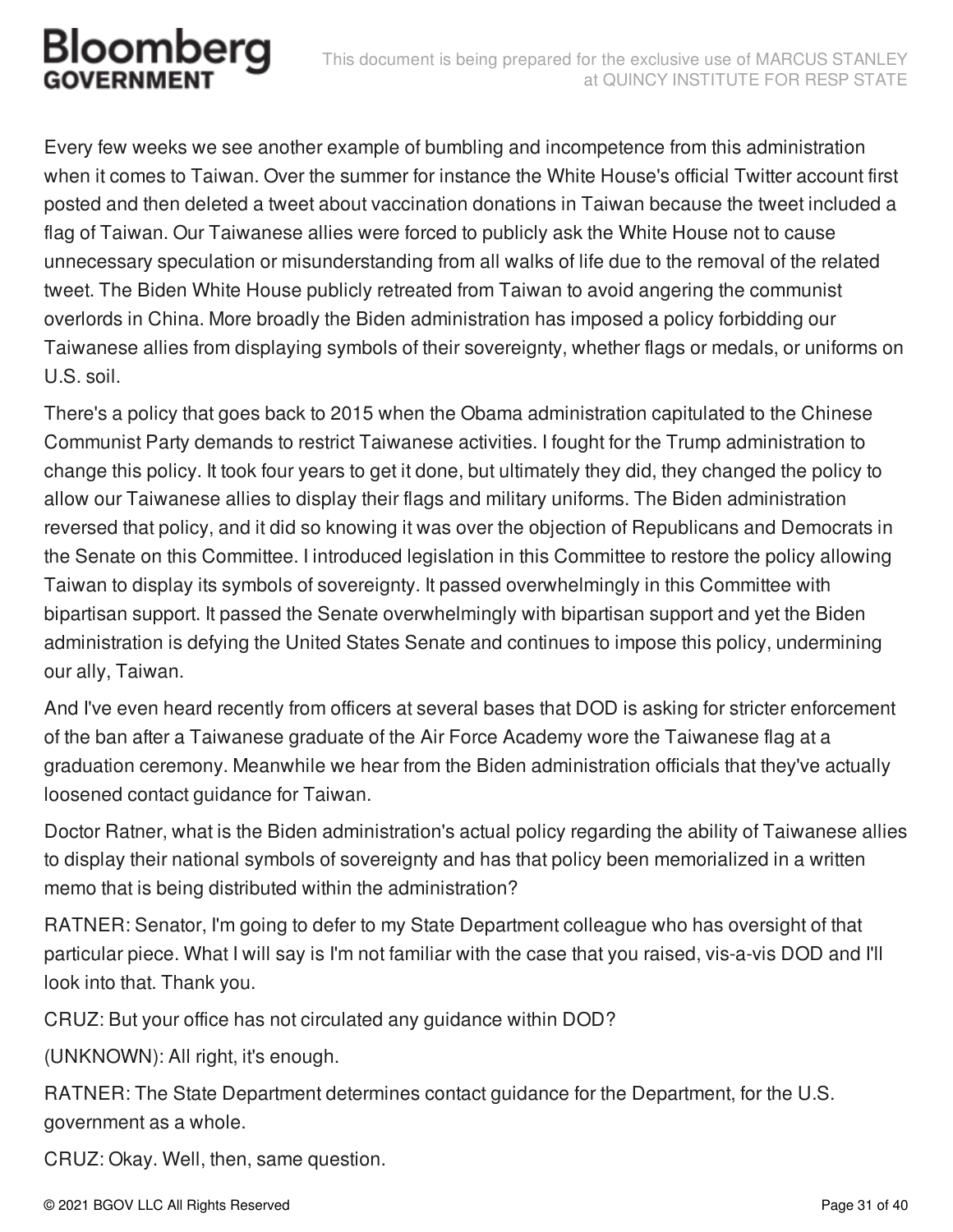Every few weeks we see another example of bumbling and incompetence from this administration when it comes to Taiwan. Over the summer for instance the White House's official Twitter account first posted and then deleted a tweet about vaccination donations in Taiwan because the tweet included a flag of Taiwan. Our Taiwanese allies were forced to publicly ask the White House not to cause unnecessary speculation or misunderstanding from all walks of life due to the removal of the related tweet. The Biden White House publicly retreated from Taiwan to avoid angering the communist overlords in China. More broadly the Biden administration has imposed a policy forbidding our Taiwanese allies from displaying symbols of their sovereignty, whether flags or medals, or uniforms on U.S. soil.

There's a policy that goes back to 2015 when the Obama administration capitulated to the Chinese Communist Party demands to restrict Taiwanese activities. I fought for the Trump administration to change this policy. It took four years to get it done, but ultimately they did, they changed the policy to allow our Taiwanese allies to display their flags and military uniforms. The Biden administration reversed that policy, and it did so knowing it was over the objection of Republicans and Democrats in the Senate on this Committee. I introduced legislation in this Committee to restore the policy allowing Taiwan to display its symbols of sovereignty. It passed overwhelmingly in this Committee with bipartisan support. It passed the Senate overwhelmingly with bipartisan support and yet the Biden administration is defying the United States Senate and continues to impose this policy, undermining our ally, Taiwan.

And I've even heard recently from officers at several bases that DOD is asking for stricter enforcement of the ban after a Taiwanese graduate of the Air Force Academy wore the Taiwanese flag at a graduation ceremony. Meanwhile we hear from the Biden administration officials that they've actually loosened contact guidance for Taiwan.

Doctor Ratner, what is the Biden administration's actual policy regarding the ability of Taiwanese allies to display their national symbols of sovereignty and has that policy been memorialized in a written memo that is being distributed within the administration?

RATNER: Senator, I'm going to defer to my State Department colleague who has oversight of that particular piece. What I will say is I'm not familiar with the case that you raised, vis-a-vis DOD and I'll look into that. Thank you.

CRUZ: But your office has not circulated any guidance within DOD?

(UNKNOWN): All right, it's enough.

RATNER: The State Department determines contact guidance for the Department, for the U.S. government as a whole.

CRUZ: Okay. Well, then, same question.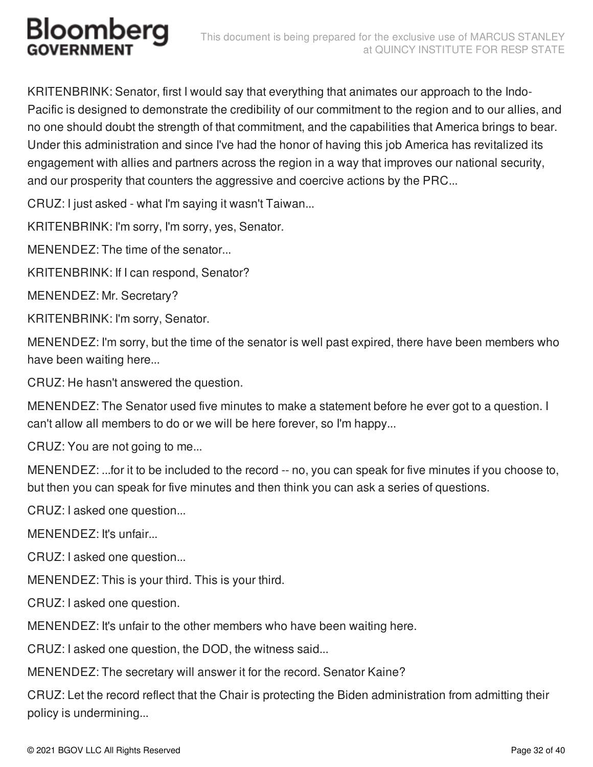KRITENBRINK: Senator, first I would say that everything that animates our approach to the Indo-Pacific is designed to demonstrate the credibility of our commitment to the region and to our allies, and no one should doubt the strength of that commitment, and the capabilities that America brings to bear. Under this administration and since I've had the honor of having this job America has revitalized its engagement with allies and partners across the region in a way that improves our national security, and our prosperity that counters the aggressive and coercive actions by the PRC...

CRUZ: I just asked - what I'm saying it wasn't Taiwan...

KRITENBRINK: I'm sorry, I'm sorry, yes, Senator.

MENENDEZ: The time of the senator...

KRITENBRINK: If I can respond, Senator?

MENENDEZ: Mr. Secretary?

KRITENBRINK: I'm sorry, Senator.

MENENDEZ: I'm sorry, but the time of the senator is well past expired, there have been members who have been waiting here...

CRUZ: He hasn't answered the question.

MENENDEZ: The Senator used five minutes to make a statement before he ever got to a question. I can't allow all members to do or we will be here forever, so I'm happy...

CRUZ: You are not going to me...

MENENDEZ: ...for it to be included to the record -- no, you can speak for five minutes if you choose to, but then you can speak for five minutes and then think you can ask a series of questions.

CRUZ: I asked one question...

MENENDEZ: It's unfair...

CRUZ: I asked one question...

MENENDEZ: This is your third. This is your third.

CRUZ: I asked one question.

MENENDEZ: It's unfair to the other members who have been waiting here.

CRUZ: I asked one question, the DOD, the witness said...

MENENDEZ: The secretary will answer it for the record. Senator Kaine?

CRUZ: Let the record reflect that the Chair is protecting the Biden administration from admitting their policy is undermining...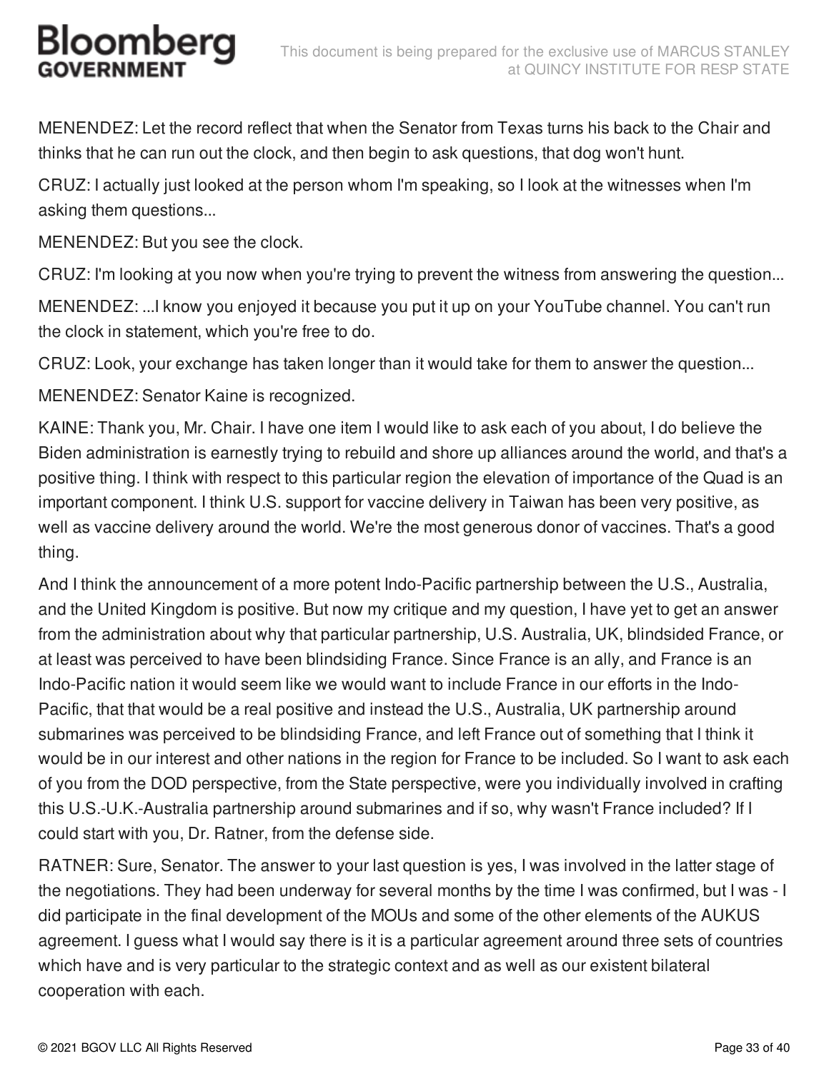MENENDEZ: Let the record reflect that when the Senator from Texas turns his back to the Chair and thinks that he can run out the clock, and then begin to ask questions, that dog won't hunt.

CRUZ: I actually just looked at the person whom I'm speaking, so I look at the witnesses when I'm asking them questions...

MENENDEZ: But you see the clock.

CRUZ: I'm looking at you now when you're trying to prevent the witness from answering the question...

MENENDEZ: ...I know you enjoyed it because you put it up on your YouTube channel. You can't run the clock in statement, which you're free to do.

CRUZ: Look, your exchange has taken longer than it would take for them to answer the question...

MENENDEZ: Senator Kaine is recognized.

KAINE: Thank you, Mr. Chair. I have one item I would like to ask each of you about, I do believe the Biden administration is earnestly trying to rebuild and shore up alliances around the world, and that's a positive thing. I think with respect to this particular region the elevation of importance of the Quad is an important component. I think U.S. support for vaccine delivery in Taiwan has been very positive, as well as vaccine delivery around the world. We're the most generous donor of vaccines. That's a good thing.

And I think the announcement of a more potent Indo-Pacific partnership between the U.S., Australia, and the United Kingdom is positive. But now my critique and my question, I have yet to get an answer from the administration about why that particular partnership, U.S. Australia, UK, blindsided France, or at least was perceived to have been blindsiding France. Since France is an ally, and France is an Indo-Pacific nation it would seem like we would want to include France in our efforts in the Indo-Pacific, that that would be a real positive and instead the U.S., Australia, UK partnership around submarines was perceived to be blindsiding France, and left France out of something that I think it would be in our interest and other nations in the region for France to be included. So I want to ask each of you from the DOD perspective, from the State perspective, were you individually involved in crafting this U.S.-U.K.-Australia partnership around submarines and if so, why wasn't France included? If I could start with you, Dr. Ratner, from the defense side.

RATNER: Sure, Senator. The answer to your last question is yes, I was involved in the latter stage of the negotiations. They had been underway for several months by the time I was confirmed, but I was - I did participate in the final development of the MOUs and some of the other elements of the AUKUS agreement. I guess what I would say there is it is a particular agreement around three sets of countries which have and is very particular to the strategic context and as well as our existent bilateral cooperation with each.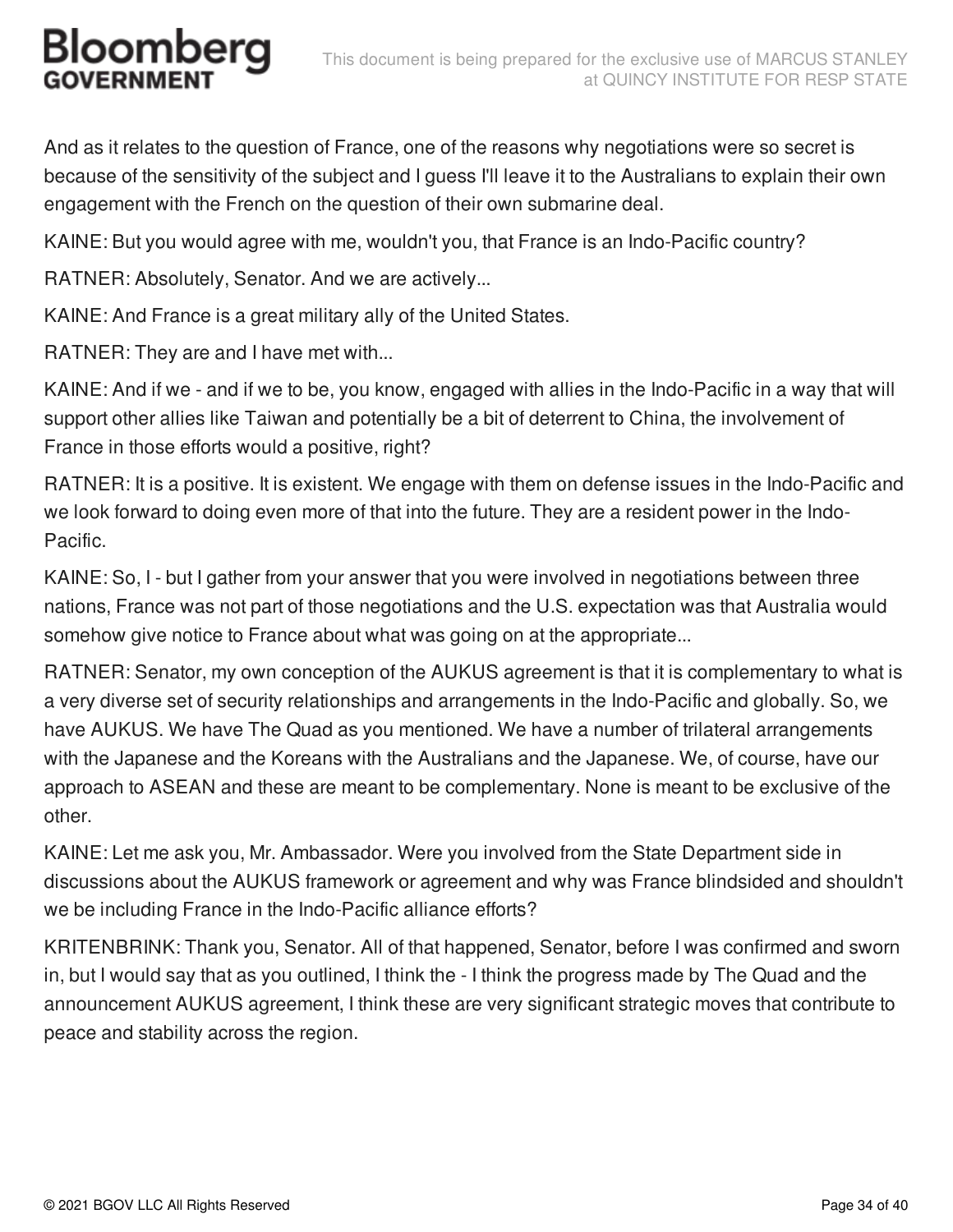And as it relates to the question of France, one of the reasons why negotiations were so secret is because of the sensitivity of the subject and I guess I'll leave it to the Australians to explain their own engagement with the French on the question of their own submarine deal.

KAINE: But you would agree with me, wouldn't you, that France is an Indo-Pacific country?

RATNER: Absolutely, Senator. And we are actively...

KAINE: And France is a great military ally of the United States.

RATNER: They are and I have met with...

KAINE: And if we - and if we to be, you know, engaged with allies in the Indo-Pacific in a way that will support other allies like Taiwan and potentially be a bit of deterrent to China, the involvement of France in those efforts would a positive, right?

RATNER: It is a positive. It is existent. We engage with them on defense issues in the Indo-Pacific and we look forward to doing even more of that into the future. They are a resident power in the Indo-Pacific.

KAINE: So, I - but I gather from your answer that you were involved in negotiations between three nations, France was not part of those negotiations and the U.S. expectation was that Australia would somehow give notice to France about what was going on at the appropriate...

RATNER: Senator, my own conception of the AUKUS agreement is that it is complementary to what is a very diverse set of security relationships and arrangements in the Indo-Pacific and globally. So, we have AUKUS. We have The Quad as you mentioned. We have a number of trilateral arrangements with the Japanese and the Koreans with the Australians and the Japanese. We, of course, have our approach to ASEAN and these are meant to be complementary. None is meant to be exclusive of the other.

KAINE: Let me ask you, Mr. Ambassador. Were you involved from the State Department side in discussions about the AUKUS framework or agreement and why was France blindsided and shouldn't we be including France in the Indo-Pacific alliance efforts?

KRITENBRINK: Thank you, Senator. All of that happened, Senator, before I was confirmed and sworn in, but I would say that as you outlined, I think the - I think the progress made by The Quad and the announcement AUKUS agreement, I think these are very significant strategic moves that contribute to peace and stability across the region.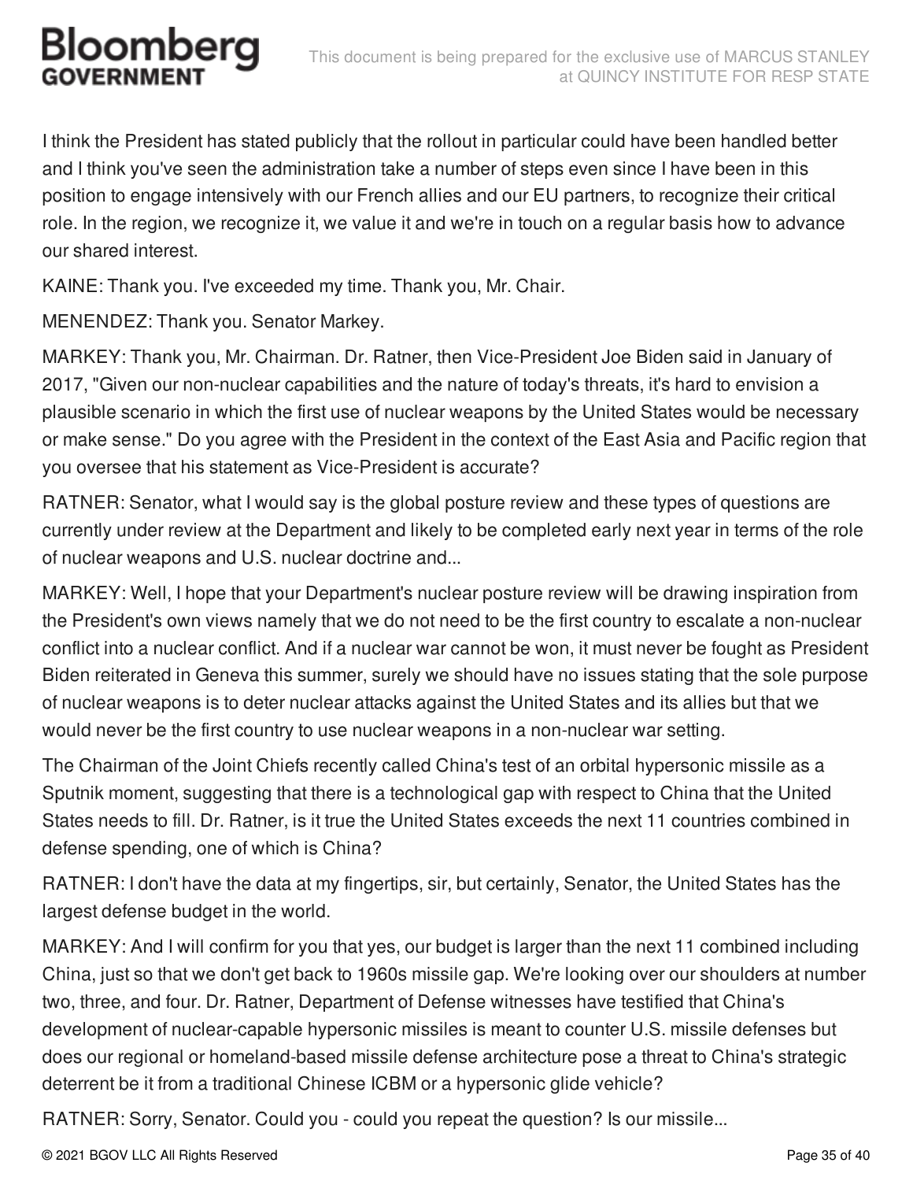I think the President has stated publicly that the rollout in particular could have been handled better and I think you've seen the administration take a number of steps even since I have been in this position to engage intensively with our French allies and our EU partners, to recognize their critical role. In the region, we recognize it, we value it and we're in touch on a regular basis how to advance our shared interest.

KAINE: Thank you. I've exceeded my time. Thank you, Mr. Chair.

MENENDEZ: Thank you. Senator Markey.

MARKEY: Thank you, Mr. Chairman. Dr. Ratner, then Vice-President Joe Biden said in January of 2017, "Given our non-nuclear capabilities and the nature of today's threats, it's hard to envision a plausible scenario in which the first use of nuclear weapons by the United States would be necessary or make sense." Do you agree with the President in the context of the East Asia and Pacific region that you oversee that his statement as Vice-President is accurate?

RATNER: Senator, what I would say is the global posture review and these types of questions are currently under review at the Department and likely to be completed early next year in terms of the role of nuclear weapons and U.S. nuclear doctrine and...

MARKEY: Well, I hope that your Department's nuclear posture review will be drawing inspiration from the President's own views namely that we do not need to be the first country to escalate a non-nuclear conflict into a nuclear conflict. And if a nuclear war cannot be won, it must never be fought as President Biden reiterated in Geneva this summer, surely we should have no issues stating that the sole purpose of nuclear weapons is to deter nuclear attacks against the United States and its allies but that we would never be the first country to use nuclear weapons in a non-nuclear war setting.

The Chairman of the Joint Chiefs recently called China's test of an orbital hypersonic missile as a Sputnik moment, suggesting that there is a technological gap with respect to China that the United States needs to fill. Dr. Ratner, is it true the United States exceeds the next 11 countries combined in defense spending, one of which is China?

RATNER: I don't have the data at my fingertips, sir, but certainly, Senator, the United States has the largest defense budget in the world.

MARKEY: And I will confirm for you that yes, our budget is larger than the next 11 combined including China, just so that we don't get back to 1960s missile gap. We're looking over our shoulders at number two, three, and four. Dr. Ratner, Department of Defense witnesses have testified that China's development of nuclear-capable hypersonic missiles is meant to counter U.S. missile defenses but does our regional or homeland-based missile defense architecture pose a threat to China's strategic deterrent be it from a traditional Chinese ICBM or a hypersonic glide vehicle?

RATNER: Sorry, Senator. Could you - could you repeat the question? Is our missile...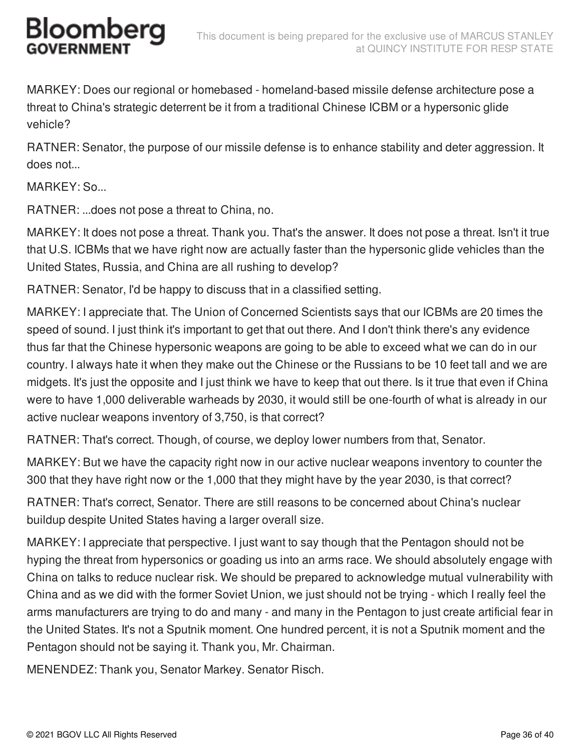MARKEY: Does our regional or homebased - homeland-based missile defense architecture pose a threat to China's strategic deterrent be it from a traditional Chinese ICBM or a hypersonic glide vehicle?

RATNER: Senator, the purpose of our missile defense is to enhance stability and deter aggression. It does not...

MARKEY: So...

RATNER: ...does not pose a threat to China, no.

MARKEY: It does not pose a threat. Thank you. That's the answer. It does not pose a threat. Isn't it true that U.S. ICBMs that we have right now are actually faster than the hypersonic glide vehicles than the United States, Russia, and China are all rushing to develop?

RATNER: Senator, I'd be happy to discuss that in a classified setting.

MARKEY: I appreciate that. The Union of Concerned Scientists says that our ICBMs are 20 times the speed of sound. I just think it's important to get that out there. And I don't think there's any evidence thus far that the Chinese hypersonic weapons are going to be able to exceed what we can do in our country. I always hate it when they make out the Chinese or the Russians to be 10 feet tall and we are midgets. It's just the opposite and I just think we have to keep that out there. Is it true that even if China were to have 1,000 deliverable warheads by 2030, it would still be one-fourth of what is already in our active nuclear weapons inventory of 3,750, is that correct?

RATNER: That's correct. Though, of course, we deploy lower numbers from that, Senator.

MARKEY: But we have the capacity right now in our active nuclear weapons inventory to counter the 300 that they have right now or the 1,000 that they might have by the year 2030, is that correct?

RATNER: That's correct, Senator. There are still reasons to be concerned about China's nuclear buildup despite United States having a larger overall size.

MARKEY: I appreciate that perspective. I just want to say though that the Pentagon should not be hyping the threat from hypersonics or goading us into an arms race. We should absolutely engage with China on talks to reduce nuclear risk. We should be prepared to acknowledge mutual vulnerability with China and as we did with the former Soviet Union, we just should not be trying - which I really feel the arms manufacturers are trying to do and many - and many in the Pentagon to just create artificial fear in the United States. It's not a Sputnik moment. One hundred percent, it is not a Sputnik moment and the Pentagon should not be saying it. Thank you, Mr. Chairman.

MENENDEZ: Thank you, Senator Markey. Senator Risch.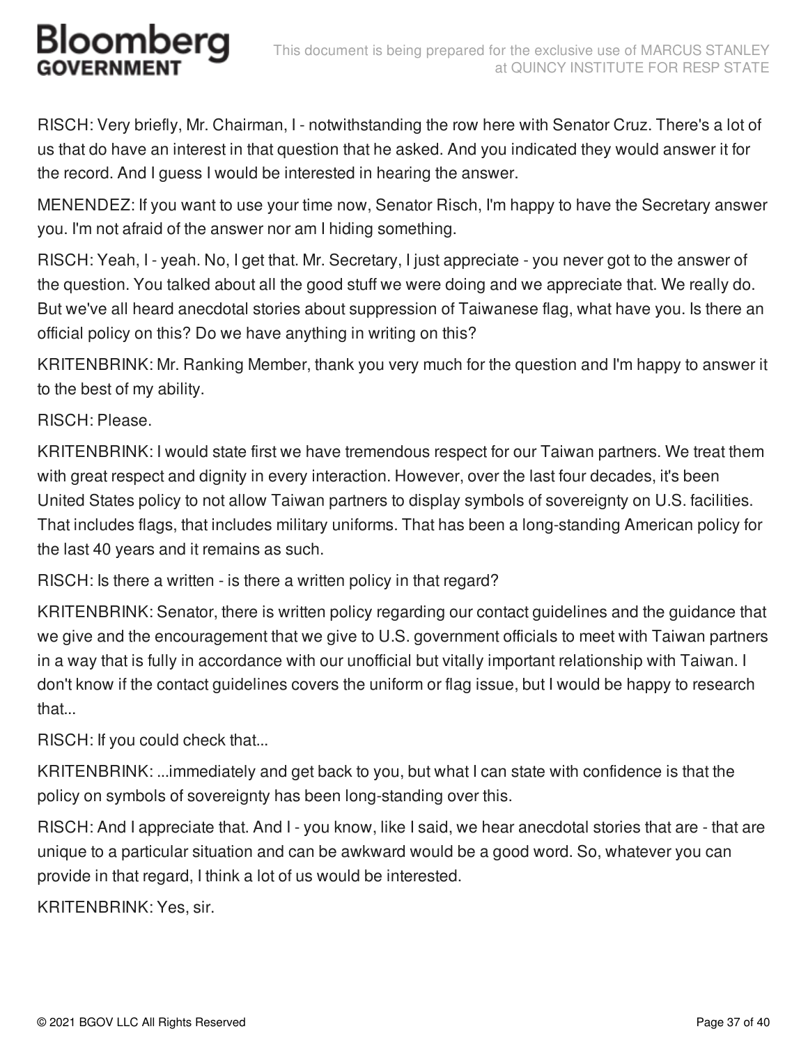RISCH: Very briefly, Mr. Chairman, I - notwithstanding the row here with Senator Cruz. There's a lot of us that do have an interest in that question that he asked. And you indicated they would answer it for the record. And I guess I would be interested in hearing the answer.

MENENDEZ: If you want to use your time now, Senator Risch, I'm happy to have the Secretary answer you. I'm not afraid of the answer nor am I hiding something.

RISCH: Yeah, I - yeah. No, I get that. Mr. Secretary, I just appreciate - you never got to the answer of the question. You talked about all the good stuff we were doing and we appreciate that. We really do. But we've all heard anecdotal stories about suppression of Taiwanese flag, what have you. Is there an official policy on this? Do we have anything in writing on this?

KRITENBRINK: Mr. Ranking Member, thank you very much for the question and I'm happy to answer it to the best of my ability.

RISCH: Please.

KRITENBRINK: I would state first we have tremendous respect for our Taiwan partners. We treat them with great respect and dignity in every interaction. However, over the last four decades, it's been United States policy to not allow Taiwan partners to display symbols of sovereignty on U.S. facilities. That includes flags, that includes military uniforms. That has been a long-standing American policy for the last 40 years and it remains as such.

RISCH: Is there a written - is there a written policy in that regard?

KRITENBRINK: Senator, there is written policy regarding our contact guidelines and the guidance that we give and the encouragement that we give to U.S. government officials to meet with Taiwan partners in a way that is fully in accordance with our unofficial but vitally important relationship with Taiwan. I don't know if the contact guidelines covers the uniform or flag issue, but I would be happy to research that...

RISCH: If you could check that...

KRITENBRINK: ...immediately and get back to you, but what I can state with confidence is that the policy on symbols of sovereignty has been long-standing over this.

RISCH: And I appreciate that. And I - you know, like I said, we hear anecdotal stories that are - that are unique to a particular situation and can be awkward would be a good word. So, whatever you can provide in that regard, I think a lot of us would be interested.

KRITENBRINK: Yes, sir.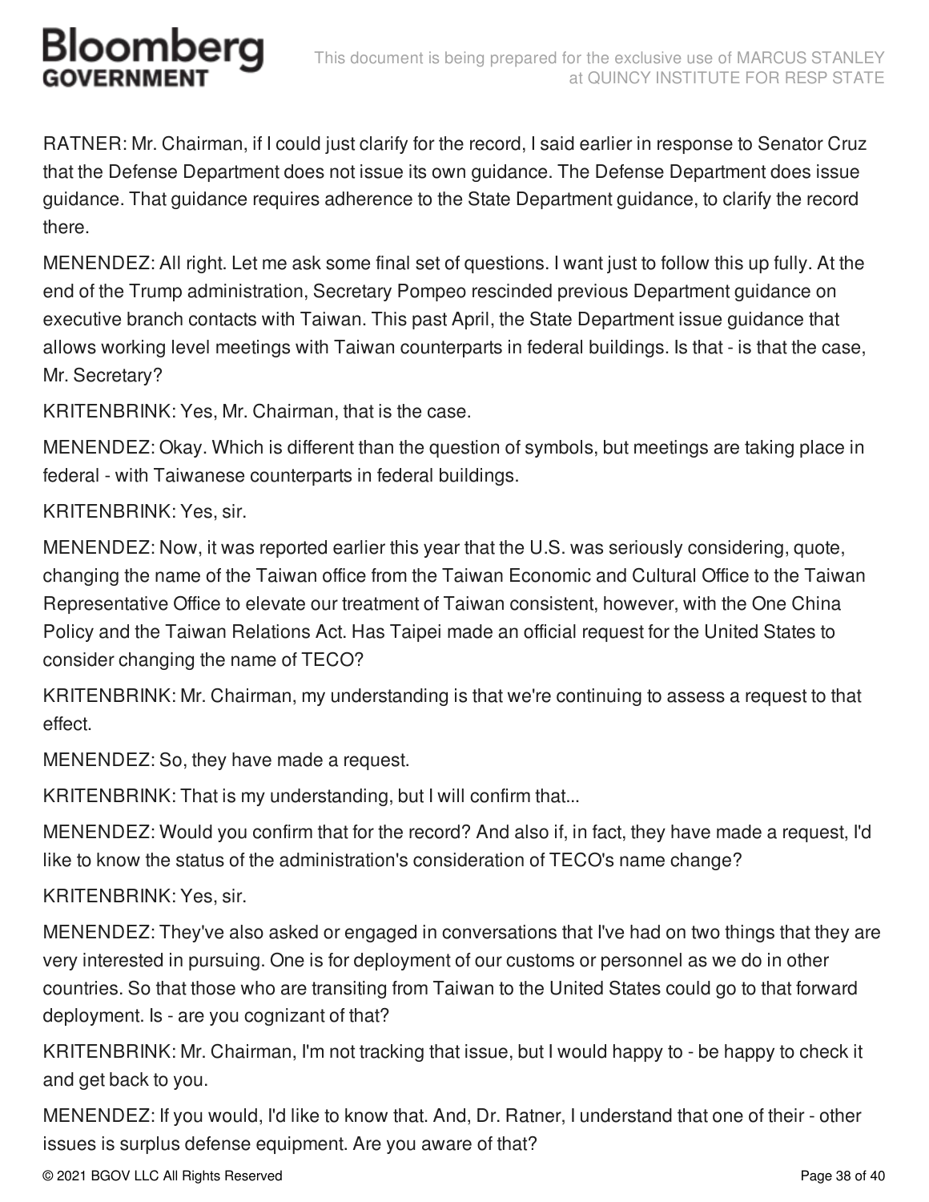RATNER: Mr. Chairman, if I could just clarify for the record, I said earlier in response to Senator Cruz that the Defense Department does not issue its own guidance. The Defense Department does issue guidance. That guidance requires adherence to the State Department guidance, to clarify the record there.

MENENDEZ: All right. Let me ask some final set of questions. I want just to follow this up fully. At the end of the Trump administration, Secretary Pompeo rescinded previous Department guidance on executive branch contacts with Taiwan. This past April, the State Department issue guidance that allows working level meetings with Taiwan counterparts in federal buildings. Is that - is that the case, Mr. Secretary?

KRITENBRINK: Yes, Mr. Chairman, that is the case.

MENENDEZ: Okay. Which is different than the question of symbols, but meetings are taking place in federal - with Taiwanese counterparts in federal buildings.

KRITENBRINK: Yes, sir.

MENENDEZ: Now, it was reported earlier this year that the U.S. was seriously considering, quote, changing the name of the Taiwan office from the Taiwan Economic and Cultural Office to the Taiwan Representative Office to elevate our treatment of Taiwan consistent, however, with the One China Policy and the Taiwan Relations Act. Has Taipei made an official request for the United States to consider changing the name of TECO?

KRITENBRINK: Mr. Chairman, my understanding is that we're continuing to assess a request to that effect.

MENENDEZ: So, they have made a request.

KRITENBRINK: That is my understanding, but I will confirm that...

MENENDEZ: Would you confirm that for the record? And also if, in fact, they have made a request, I'd like to know the status of the administration's consideration of TECO's name change?

KRITENBRINK: Yes, sir.

MENENDEZ: They've also asked or engaged in conversations that I've had on two things that they are very interested in pursuing. One is for deployment of our customs or personnel as we do in other countries. So that those who are transiting from Taiwan to the United States could go to that forward deployment. Is - are you cognizant of that?

KRITENBRINK: Mr. Chairman, I'm not tracking that issue, but I would happy to - be happy to check it and get back to you.

MENENDEZ: If you would, I'd like to know that. And, Dr. Ratner, I understand that one of their - other issues is surplus defense equipment. Are you aware of that?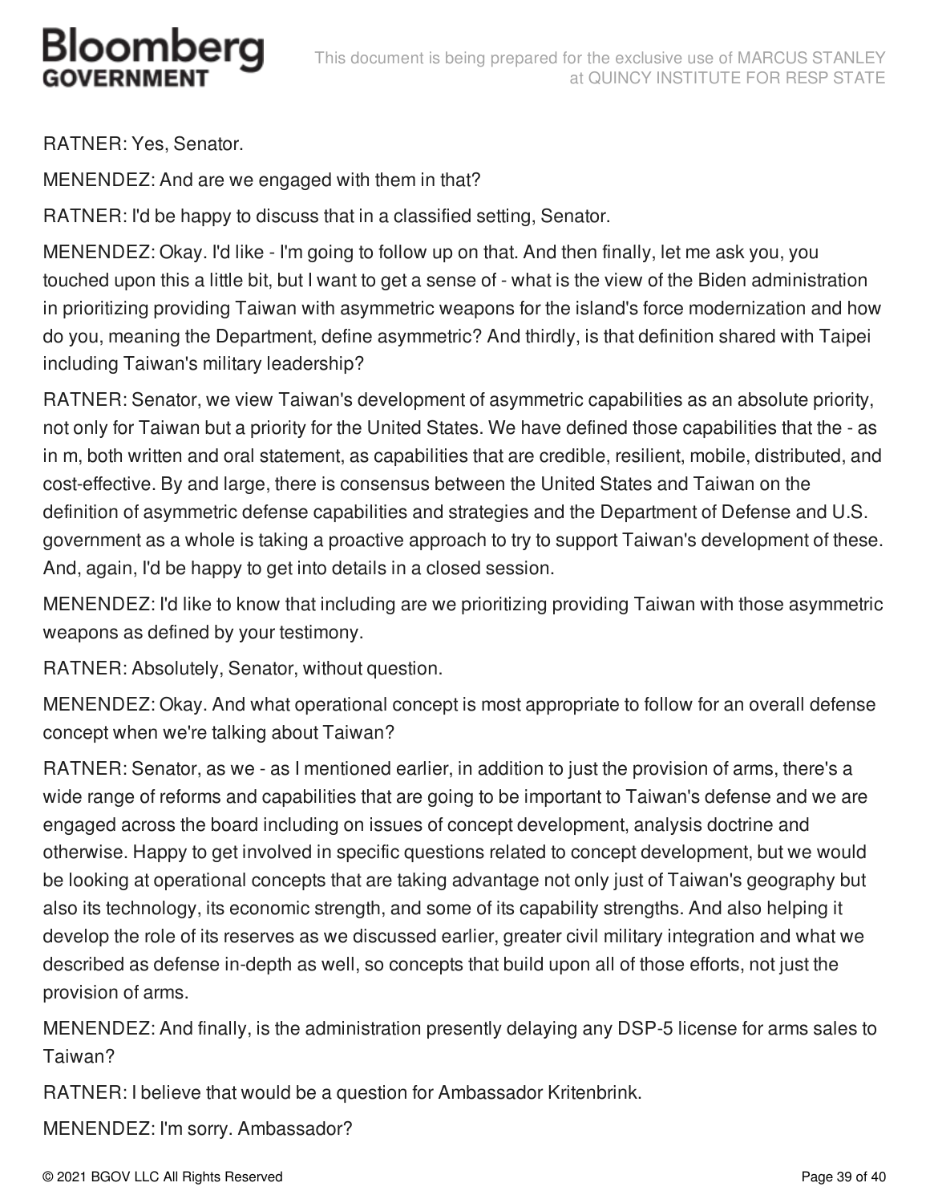RATNER: Yes, Senator.

MENENDEZ: And are we engaged with them in that?

RATNER: I'd be happy to discuss that in a classified setting, Senator.

MENENDEZ: Okay. I'd like - I'm going to follow up on that. And then finally, let me ask you, you touched upon this a little bit, but I want to get a sense of - what is the view of the Biden administration in prioritizing providing Taiwan with asymmetric weapons for the island's force modernization and how do you, meaning the Department, define asymmetric? And thirdly, is that definition shared with Taipei including Taiwan's military leadership?

RATNER: Senator, we view Taiwan's development of asymmetric capabilities as an absolute priority, not only for Taiwan but a priority for the United States. We have defined those capabilities that the - as in m, both written and oral statement, as capabilities that are credible, resilient, mobile, distributed, and cost-effective. By and large, there is consensus between the United States and Taiwan on the definition of asymmetric defense capabilities and strategies and the Department of Defense and U.S. government as a whole is taking a proactive approach to try to support Taiwan's development of these. And, again, I'd be happy to get into details in a closed session.

MENENDEZ: I'd like to know that including are we prioritizing providing Taiwan with those asymmetric weapons as defined by your testimony.

RATNER: Absolutely, Senator, without question.

MENENDEZ: Okay. And what operational concept is most appropriate to follow for an overall defense concept when we're talking about Taiwan?

RATNER: Senator, as we - as I mentioned earlier, in addition to just the provision of arms, there's a wide range of reforms and capabilities that are going to be important to Taiwan's defense and we are engaged across the board including on issues of concept development, analysis doctrine and otherwise. Happy to get involved in specific questions related to concept development, but we would be looking at operational concepts that are taking advantage not only just of Taiwan's geography but also its technology, its economic strength, and some of its capability strengths. And also helping it develop the role of its reserves as we discussed earlier, greater civil military integration and what we described as defense in-depth as well, so concepts that build upon all of those efforts, not just the provision of arms.

MENENDEZ: And finally, is the administration presently delaying any DSP-5 license for arms sales to Taiwan?

RATNER: I believe that would be a question for Ambassador Kritenbrink.

MENENDEZ: I'm sorry. Ambassador?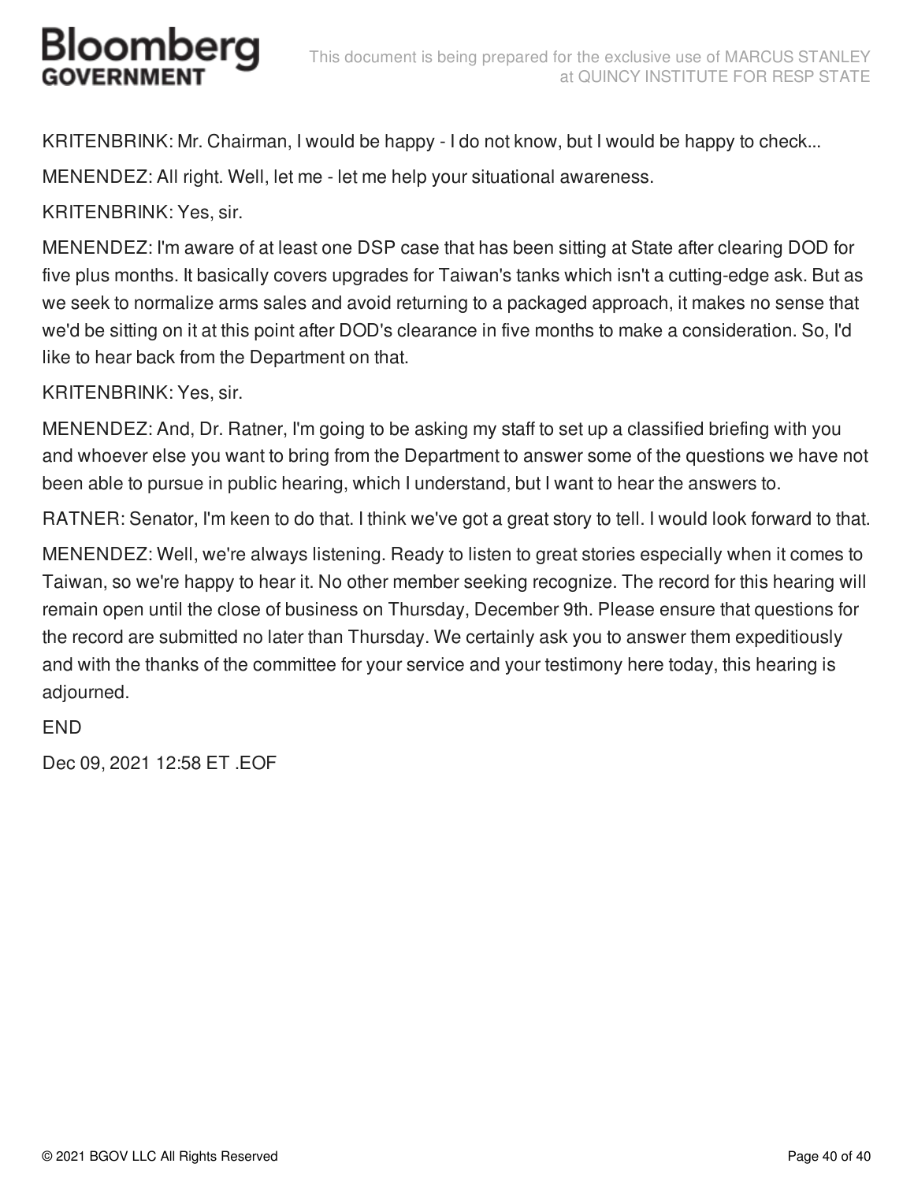KRITENBRINK: Mr. Chairman, I would be happy - I do not know, but I would be happy to check...

MENENDEZ: All right. Well, let me - let me help your situational awareness.

KRITENBRINK: Yes, sir.

MENENDEZ: I'm aware of at least one DSP case that has been sitting at State after clearing DOD for five plus months. It basically covers upgrades for Taiwan's tanks which isn't a cutting-edge ask. But as we seek to normalize arms sales and avoid returning to a packaged approach, it makes no sense that we'd be sitting on it at this point after DOD's clearance in five months to make a consideration. So, I'd like to hear back from the Department on that.

KRITENBRINK: Yes, sir.

MENENDEZ: And, Dr. Ratner, I'm going to be asking my staff to set up a classified briefing with you and whoever else you want to bring from the Department to answer some of the questions we have not been able to pursue in public hearing, which I understand, but I want to hear the answers to.

RATNER: Senator, I'm keen to do that. I think we've got a great story to tell. I would look forward to that.

MENENDEZ: Well, we're always listening. Ready to listen to great stories especially when it comes to Taiwan, so we're happy to hear it. No other member seeking recognize. The record for this hearing will remain open until the close of business on Thursday, December 9th. Please ensure that questions for the record are submitted no later than Thursday. We certainly ask you to answer them expeditiously and with the thanks of the committee for your service and your testimony here today, this hearing is adjourned.

END

Dec 09, 2021 12:58 ET .EOF